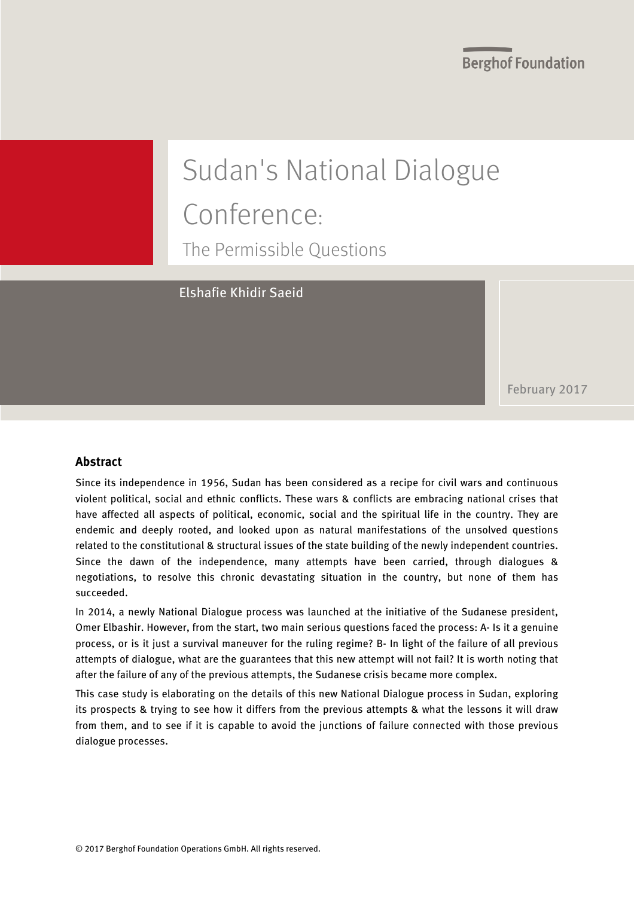Berghof Foundation

# Sudan's National Dialogue Conference:

## The Permissible Questions

Elshafie Khidir Saeid

February 2017

### Abstract

Since its independence in 1956, Sudan has been considered as a recipe for civil wars and continuous violent political, social and ethnic conflicts. These wars & conflicts are embracing national crises that have affected all aspects of political, economic, social and the spiritual life in the country. They are endemic and deeply rooted, and looked upon as natural manifestations of the unsolved questions related to the constitutional & structural issues of the state building of the newly independent countries. Since the dawn of the independence, many attempts have been carried, through dialogues & negotiations, to resolve this chronic devastating situation in the country, but none of them has succeeded.

In 2014, a newly National Dialogue process was launched at the initiative of the Sudanese president, Omer Elbashir. However, from the start, two main serious questions faced the process: A- Is it a genuine process, or is it just a survival maneuver for the ruling regime? B- In light of the failure of all previous attempts of dialogue, what are the guarantees that this new attempt will not fail? It is worth noting that after the failure of any of the previous attempts, the Sudanese crisis became more complex.

This case study is elaborating on the details of this new National Dialogue process in Sudan, exploring its prospects & trying to see how it differs from the previous attempts & what the lessons it will draw from them, and to see if it is capable to avoid the junctions of failure connected with those previous dialogue processes.

© 2017 Berghof Foundation Operations GmbH. All rights reserved.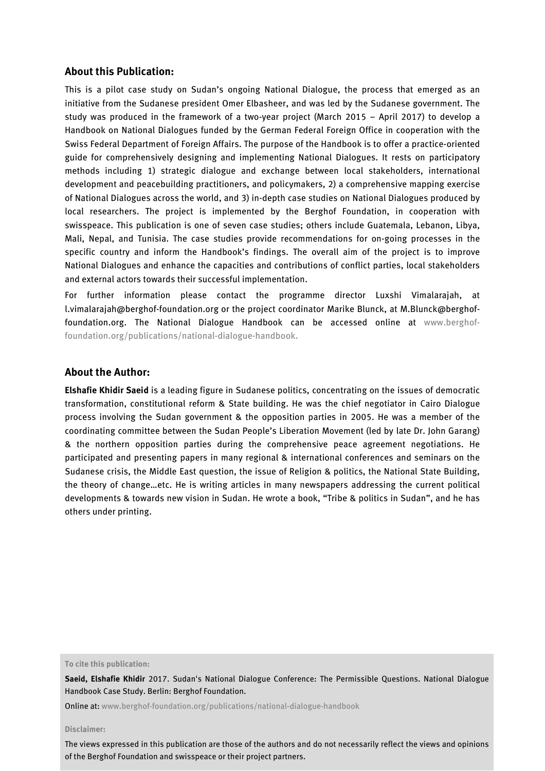## About this Publication:

This is a pilot case study on Sudan's ongoing National Dialogue, the process that emerged as an initiative from the Sudanese president Omer Elbasheer, and was led by the Sudanese government. The study was produced in the framework of a two-year project (March 2015 – April 2017) to develop a Handbook on National Dialogues funded by the German Federal Foreign Office in cooperation with the Swiss Federal Department of Foreign Affairs. The purpose of the Handbook is to offer a practice-oriented guide for comprehensively designing and implementing National Dialogues. It rests on participatory methods including 1) strategic dialogue and exchange between local stakeholders, international development and peacebuilding practitioners, and policymakers, 2) a comprehensive mapping exercise of National Dialogues across the world, and 3) in-depth case studies on National Dialogues produced by local researchers. The project is implemented by the Berghof Foundation, in cooperation with swisspeace. This publication is one of seven case studies; others include Guatemala, Lebanon, Libya, Mali, Nepal, and Tunisia. The case studies provide recommendations for on-going processes in the specific country and inform the Handbook's findings. The overall aim of the project is to improve National Dialogues and enhance the capacities and contributions of conflict parties, local stakeholders and external actors towards their successful implementation.

For further information please contact the programme director Luxshi Vimalarajah, at l.vimalarajah@berghof-foundation.org or the project coordinator Marike Blunck, at M.Blunck@berghof-foundation.org. The National Dialogue Handbook can be accessed online at www.berghof-foundation.org/publications/national-dialogue-handbook.

## About the Author:

**Elshafie Khidir Saeid** is a leading figure in Sudanese politics, concentrating on the issues of democratic transformation, constitutional reform & State building. He was the chief negotiator in Cairo Dialogue process involving the Sudan government & the opposition parties in 2005. He was a member of the coordinating committee between the Sudan People's Liberation Movement (led by late Dr. John Garang) & the northern opposition parties during the comprehensive peace agreement negotiations. He participated and presenting papers in many regional & international conferences and seminars on the Sudanese crisis, the Middle East question, the issue of Religion & politics, the National State Building, the theory of change…etc. He is writing articles in many newspapers addressing the current political developments & towards new vision in Sudan. He wrote a book, "Tribe & politics in Sudan", and he has others under printing.

**To cite this publication:**

**Saeid, Elshafie Khidir** 2017. Sudan's National Dialogue Conference: The Permissible Questions. National Dialogue Handbook Case Study. Berlin: Berghof Foundation.

Online at: www.berghof-foundation.org/publications/national-dialogue-handbook

**Disclaimer:**

The views expressed in this publication are those of the authors and do not necessarily reflect the views and opinions of the Berghof Foundation and swisspeace or their project partners.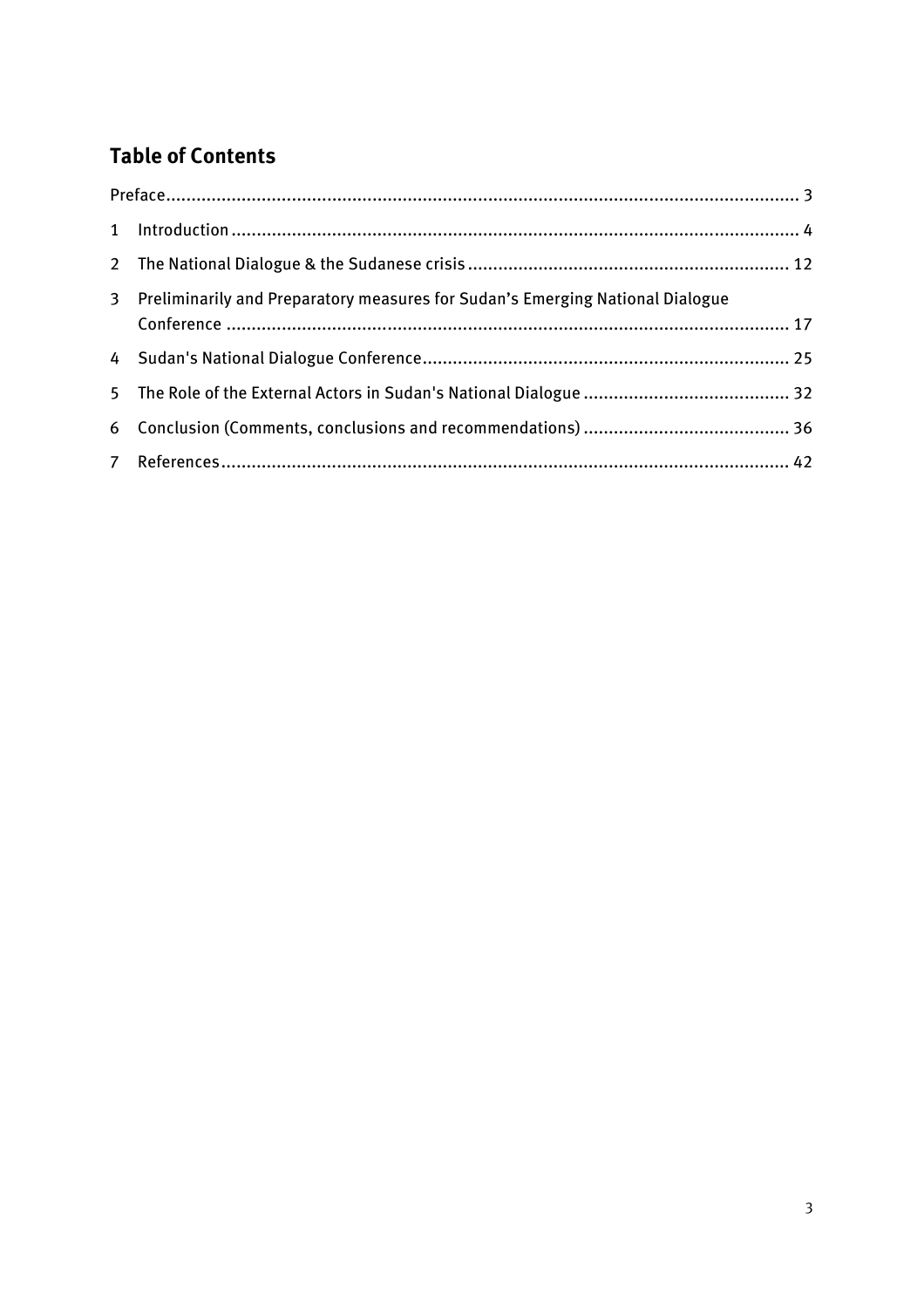## Table of Contents

Preface ........................................................................ 3

1 Introduction ........................................................................ 4

2 The National Dialogue & the Sudanese crisis ........................................................................ 12

3 Preliminarily and Preparatory measures for Sudan's Emerging National Dialogue Conference ........................................................................ 17

4 Sudan's National Dialogue Conference ........................................................................ 25

5 The Role of the External Actors in Sudan's National Dialogue ........................................................................ 32

6 Conclusion (Comments, conclusions and recommendations) ........................................................................ 36

7 References ........................................................................ 42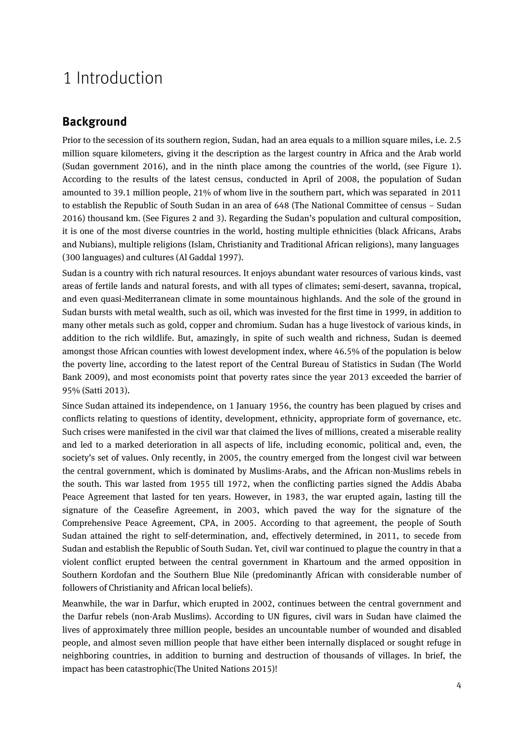# 1 Introduction

## Background

Prior to the secession of its southern region, Sudan, had an area equals to a million square miles, i.e. 2.5 million square kilometers, giving it the description as the largest country in Africa and the Arab world (Sudan government 2016), and in the ninth place among the countries of the world, (see Figure 1). According to the results of the latest census, conducted in April of 2008, the population of Sudan amounted to 39.1 million people, 21% of whom live in the southern part, which was separated in 2011 to establish the Republic of South Sudan in an area of 648 (The National Committee of census – Sudan 2016) thousand km. (See Figures 2 and 3). Regarding the Sudan's population and cultural composition, it is one of the most diverse countries in the world, hosting multiple ethnicities (black Africans, Arabs and Nubians), multiple religions (Islam, Christianity and Traditional African religions), many languages (300 languages) and cultures (Al Gaddal 1997).

Sudan is a country with rich natural resources. It enjoys abundant water resources of various kinds, vast areas of fertile lands and natural forests, and with all types of climates; semi-desert, savanna, tropical, and even quasi-Mediterranean climate in some mountainous highlands. And the sole of the ground in Sudan bursts with metal wealth, such as oil, which was invested for the first time in 1999, in addition to many other metals such as gold, copper and chromium. Sudan has a huge livestock of various kinds, in addition to the rich wildlife. But, amazingly, in spite of such wealth and richness, Sudan is deemed amongst those African counties with lowest development index, where 46.5% of the population is below the poverty line, according to the latest report of the Central Bureau of Statistics in Sudan (The World Bank 2009), and most economists point that poverty rates since the year 2013 exceeded the barrier of 95% (Satti 2013).

Since Sudan attained its independence, on 1 January 1956, the country has been plagued by crises and conflicts relating to questions of identity, development, ethnicity, appropriate form of governance, etc. Such crises were manifested in the civil war that claimed the lives of millions, created a miserable reality and led to a marked deterioration in all aspects of life, including economic, political and, even, the society's set of values. Only recently, in 2005, the country emerged from the longest civil war between the central government, which is dominated by Muslims-Arabs, and the African non-Muslims rebels in the south. This war lasted from 1955 till 1972, when the conflicting parties signed the Addis Ababa Peace Agreement that lasted for ten years. However, in 1983, the war erupted again, lasting till the signature of the Ceasefire Agreement, in 2003, which paved the way for the signature of the Comprehensive Peace Agreement, CPA, in 2005. According to that agreement, the people of South Sudan attained the right to self-determination, and, effectively determined, in 2011, to secede from Sudan and establish the Republic of South Sudan. Yet, civil war continued to plague the country in that a violent conflict erupted between the central government in Khartoum and the armed opposition in Southern Kordofan and the Southern Blue Nile (predominantly African with considerable number of followers of Christianity and African local beliefs).

Meanwhile, the war in Darfur, which erupted in 2002, continues between the central government and the Darfur rebels (non-Arab Muslims). According to UN figures, civil wars in Sudan have claimed the lives of approximately three million people, besides an uncountable number of wounded and disabled people, and almost seven million people that have either been internally displaced or sought refuge in neighboring countries, in addition to burning and destruction of thousands of villages. In brief, the impact has been catastrophic(The United Nations 2015)!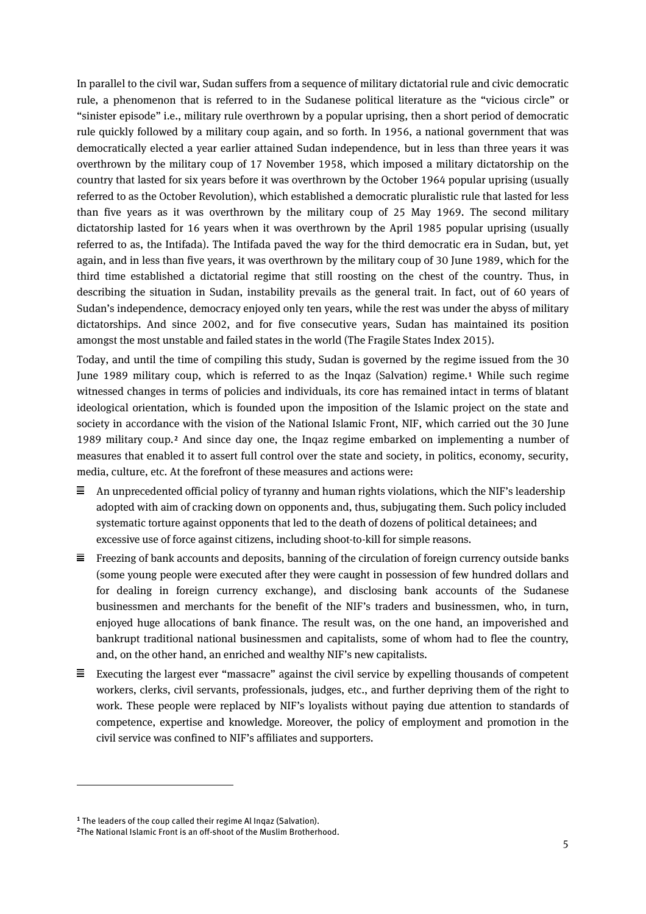In parallel to the civil war, Sudan suffers from a sequence of military dictatorial rule and civic democratic rule, a phenomenon that is referred to in the Sudanese political literature as the "vicious circle" or "sinister episode" i.e., military rule overthrown by a popular uprising, then a short period of democratic rule quickly followed by a military coup again, and so forth. In 1956, a national government that was democratically elected a year earlier attained Sudan independence, but in less than three years it was overthrown by the military coup of 17 November 1958, which imposed a military dictatorship on the country that lasted for six years before it was overthrown by the October 1964 popular uprising (usually referred to as the October Revolution), which established a democratic pluralistic rule that lasted for less than five years as it was overthrown by the military coup of 25 May 1969. The second military dictatorship lasted for 16 years when it was overthrown by the April 1985 popular uprising (usually referred to as, the Intifada). The Intifada paved the way for the third democratic era in Sudan, but, yet again, and in less than five years, it was overthrown by the military coup of 30 June 1989, which for the third time established a dictatorial regime that still roosting on the chest of the country. Thus, in describing the situation in Sudan, instability prevails as the general trait. In fact, out of 60 years of Sudan's independence, democracy enjoyed only ten years, while the rest was under the abyss of military dictatorships. And since 2002, and for five consecutive years, Sudan has maintained its position amongst the most unstable and failed states in the world (The Fragile States Index 2015).

Today, and until the time of compiling this study, Sudan is governed by the regime issued from the 30 June 1989 military coup, which is referred to as the Inqaz (Salvation) regime.[1] While such regime witnessed changes in terms of policies and individuals, its core has remained intact in terms of blatant ideological orientation, which is founded upon the imposition of the Islamic project on the state and society in accordance with the vision of the National Islamic Front, NIF, which carried out the 30 June 1989 military coup.[2] And since day one, the Inqaz regime embarked on implementing a number of measures that enabled it to assert full control over the state and society, in politics, economy, security, media, culture, etc. At the forefront of these measures and actions were:

- An unprecedented official policy of tyranny and human rights violations, which the NIF's leadership adopted with aim of cracking down on opponents and, thus, subjugating them. Such policy included systematic torture against opponents that led to the death of dozens of political detainees; and excessive use of force against citizens, including shoot-to-kill for simple reasons.
- Freezing of bank accounts and deposits, banning of the circulation of foreign currency outside banks (some young people were executed after they were caught in possession of few hundred dollars and for dealing in foreign currency exchange), and disclosing bank accounts of the Sudanese businessmen and merchants for the benefit of the NIF's traders and businessmen, who, in turn, enjoyed huge allocations of bank finance. The result was, on the one hand, an impoverished and bankrupt traditional national businessmen and capitalists, some of whom had to flee the country, and, on the other hand, an enriched and wealthy NIF's new capitalists.
- Executing the largest ever "massacre" against the civil service by expelling thousands of competent workers, clerks, civil servants, professionals, judges, etc., and further depriving them of the right to work. These people were replaced by NIF's loyalists without paying due attention to standards of competence, expertise and knowledge. Moreover, the policy of employment and promotion in the civil service was confined to NIF's affiliates and supporters.

---

[1] The leaders of the coup called their regime Al Inqaz (Salvation).

[2] The National Islamic Front is an off-shoot of the Muslim Brotherhood.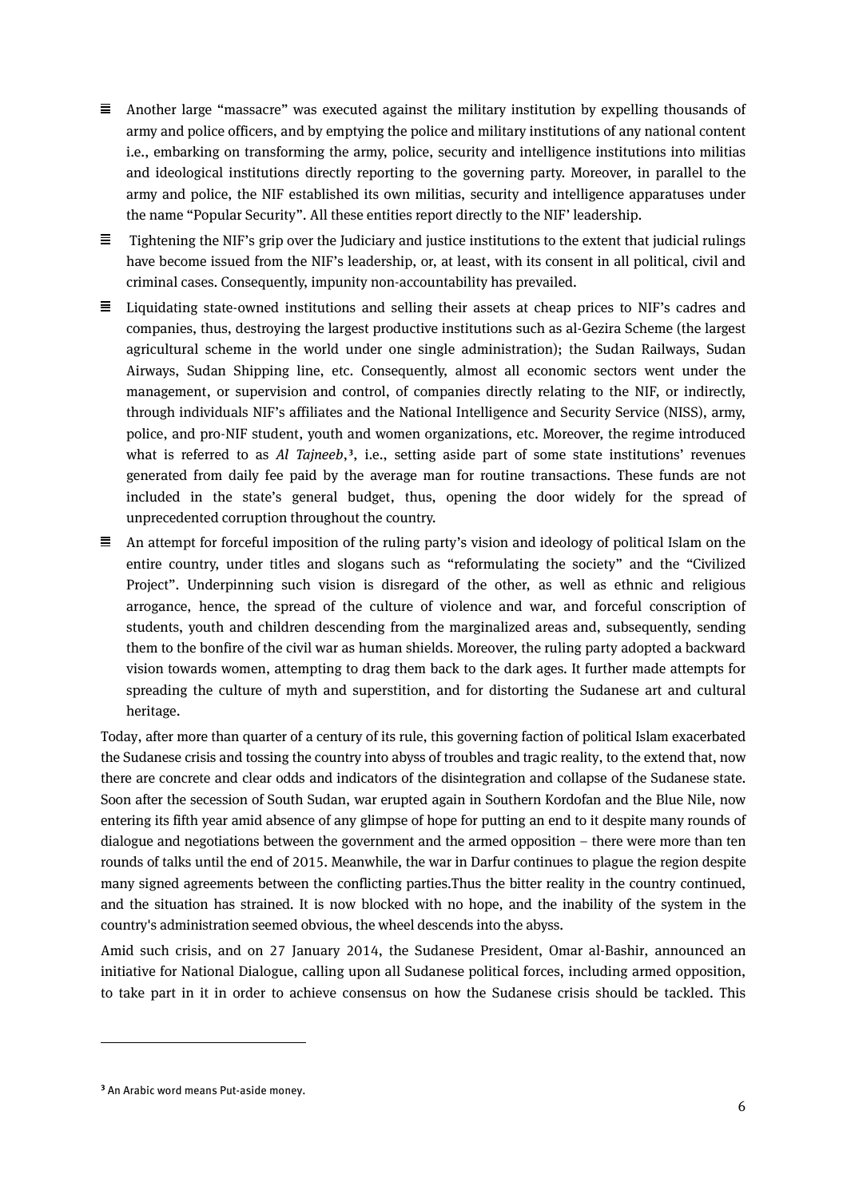- Another large “massacre” was executed against the military institution by expelling thousands of army and police officers, and by emptying the police and military institutions of any national content i.e., embarking on transforming the army, police, security and intelligence institutions into militias and ideological institutions directly reporting to the governing party. Moreover, in parallel to the army and police, the NIF established its own militias, security and intelligence apparatuses under the name “Popular Security”. All these entities report directly to the NIF’ leadership.
- Tightening the NIF’s grip over the Judiciary and justice institutions to the extent that judicial rulings have become issued from the NIF’s leadership, or, at least, with its consent in all political, civil and criminal cases. Consequently, impunity non-accountability has prevailed.
- Liquidating state-owned institutions and selling their assets at cheap prices to NIF’s cadres and companies, thus, destroying the largest productive institutions such as al-Gezira Scheme (the largest agricultural scheme in the world under one single administration); the Sudan Railways, Sudan Airways, Sudan Shipping line, etc. Consequently, almost all economic sectors went under the management, or supervision and control, of companies directly relating to the NIF, or indirectly, through individuals NIF’s affiliates and the National Intelligence and Security Service (NISS), army, police, and pro-NIF student, youth and women organizations, etc. Moreover, the regime introduced what is referred to as *Al Tajneeb*,[3], i.e., setting aside part of some state institutions’ revenues generated from daily fee paid by the average man for routine transactions. These funds are not included in the state’s general budget, thus, opening the door widely for the spread of unprecedented corruption throughout the country.
- An attempt for forceful imposition of the ruling party’s vision and ideology of political Islam on the entire country, under titles and slogans such as “reformulating the society” and the “Civilized Project”. Underpinning such vision is disregard of the other, as well as ethnic and religious arrogance, hence, the spread of the culture of violence and war, and forceful conscription of students, youth and children descending from the marginalized areas and, subsequently, sending them to the bonfire of the civil war as human shields. Moreover, the ruling party adopted a backward vision towards women, attempting to drag them back to the dark ages. It further made attempts for spreading the culture of myth and superstition, and for distorting the Sudanese art and cultural heritage.

Today, after more than quarter of a century of its rule, this governing faction of political Islam exacerbated the Sudanese crisis and tossing the country into abyss of troubles and tragic reality, to the extend that, now there are concrete and clear odds and indicators of the disintegration and collapse of the Sudanese state. Soon after the secession of South Sudan, war erupted again in Southern Kordofan and the Blue Nile, now entering its fifth year amid absence of any glimpse of hope for putting an end to it despite many rounds of dialogue and negotiations between the government and the armed opposition – there were more than ten rounds of talks until the end of 2015. Meanwhile, the war in Darfur continues to plague the region despite many signed agreements between the conflicting parties.Thus the bitter reality in the country continued, and the situation has strained. It is now blocked with no hope, and the inability of the system in the country's administration seemed obvious, the wheel descends into the abyss.

Amid such crisis, and on 27 January 2014, the Sudanese President, Omar al-Bashir, announced an initiative for National Dialogue, calling upon all Sudanese political forces, including armed opposition, to take part in it in order to achieve consensus on how the Sudanese crisis should be tackled. This

[3] An Arabic word means Put-aside money.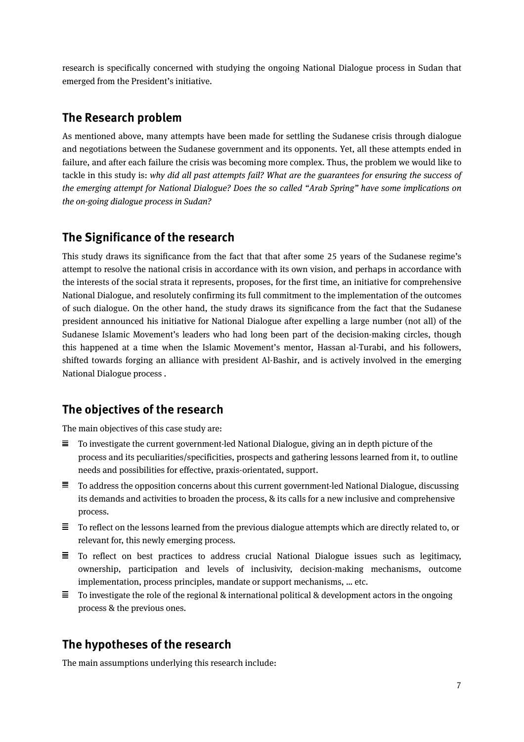research is specifically concerned with studying the ongoing National Dialogue process in Sudan that emerged from the President's initiative.

## The Research problem

As mentioned above, many attempts have been made for settling the Sudanese crisis through dialogue and negotiations between the Sudanese government and its opponents. Yet, all these attempts ended in failure, and after each failure the crisis was becoming more complex. Thus, the problem we would like to tackle in this study is: *why did all past attempts fail? What are the guarantees for ensuring the success of the emerging attempt for National Dialogue? Does the so called "Arab Spring" have some implications on the on-going dialogue process in Sudan?*

## The Significance of the research

This study draws its significance from the fact that that after some 25 years of the Sudanese regime's attempt to resolve the national crisis in accordance with its own vision, and perhaps in accordance with the interests of the social strata it represents, proposes, for the first time, an initiative for comprehensive National Dialogue, and resolutely confirming its full commitment to the implementation of the outcomes of such dialogue. On the other hand, the study draws its significance from the fact that the Sudanese president announced his initiative for National Dialogue after expelling a large number (not all) of the Sudanese Islamic Movement's leaders who had long been part of the decision-making circles, though this happened at a time when the Islamic Movement's mentor, Hassan al-Turabi, and his followers, shifted towards forging an alliance with president Al-Bashir, and is actively involved in the emerging National Dialogue process .

## The objectives of the research

The main objectives of this case study are:

- To investigate the current government-led National Dialogue, giving an in depth picture of the process and its peculiarities/specificities, prospects and gathering lessons learned from it, to outline needs and possibilities for effective, praxis-orientated, support.
- To address the opposition concerns about this current government-led National Dialogue, discussing its demands and activities to broaden the process, & its calls for a new inclusive and comprehensive process.
- To reflect on the lessons learned from the previous dialogue attempts which are directly related to, or relevant for, this newly emerging process.
- To reflect on best practices to address crucial National Dialogue issues such as legitimacy, ownership, participation and levels of inclusivity, decision-making mechanisms, outcome implementation, process principles, mandate or support mechanisms, … etc.
- To investigate the role of the regional & international political & development actors in the ongoing process & the previous ones.

## The hypotheses of the research

The main assumptions underlying this research include: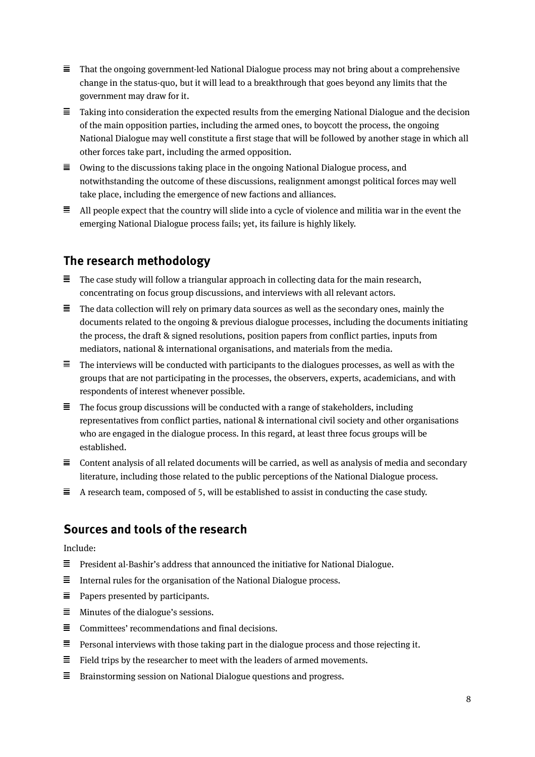- That the ongoing government-led National Dialogue process may not bring about a comprehensive change in the status-quo, but it will lead to a breakthrough that goes beyond any limits that the government may draw for it.
- Taking into consideration the expected results from the emerging National Dialogue and the decision of the main opposition parties, including the armed ones, to boycott the process, the ongoing National Dialogue may well constitute a first stage that will be followed by another stage in which all other forces take part, including the armed opposition.
- Owing to the discussions taking place in the ongoing National Dialogue process, and notwithstanding the outcome of these discussions, realignment amongst political forces may well take place, including the emergence of new factions and alliances.
- All people expect that the country will slide into a cycle of violence and militia war in the event the emerging National Dialogue process fails; yet, its failure is highly likely.

## The research methodology

- The case study will follow a triangular approach in collecting data for the main research, concentrating on focus group discussions, and interviews with all relevant actors.
- The data collection will rely on primary data sources as well as the secondary ones, mainly the documents related to the ongoing & previous dialogue processes, including the documents initiating the process, the draft & signed resolutions, position papers from conflict parties, inputs from mediators, national & international organisations, and materials from the media.
- The interviews will be conducted with participants to the dialogues processes, as well as with the groups that are not participating in the processes, the observers, experts, academicians, and with respondents of interest whenever possible.
- The focus group discussions will be conducted with a range of stakeholders, including representatives from conflict parties, national & international civil society and other organisations who are engaged in the dialogue process. In this regard, at least three focus groups will be established.
- Content analysis of all related documents will be carried, as well as analysis of media and secondary literature, including those related to the public perceptions of the National Dialogue process.
- A research team, composed of 5, will be established to assist in conducting the case study.

## Sources and tools of the research

Include:

- President al-Bashir's address that announced the initiative for National Dialogue.
- Internal rules for the organisation of the National Dialogue process.
- Papers presented by participants.
- Minutes of the dialogue's sessions.
- Committees' recommendations and final decisions.
- Personal interviews with those taking part in the dialogue process and those rejecting it.
- Field trips by the researcher to meet with the leaders of armed movements.
- Brainstorming session on National Dialogue questions and progress.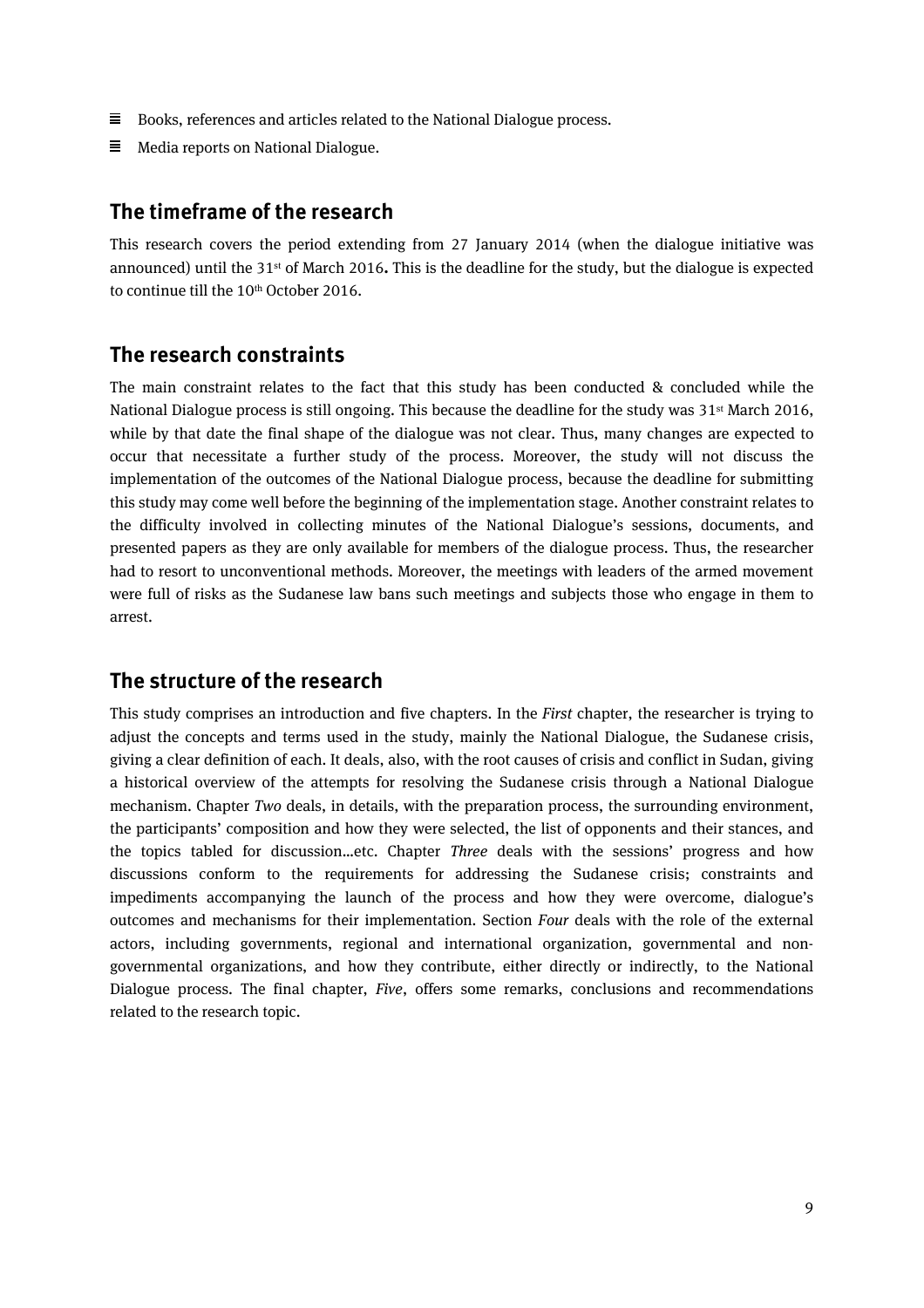- Books, references and articles related to the National Dialogue process.
- Media reports on National Dialogue.

## The timeframe of the research

This research covers the period extending from 27 January 2014 (when the dialogue initiative was announced) until the 31st of March 2016**.** This is the deadline for the study, but the dialogue is expected to continue till the 10th October 2016.

## The research constraints

The main constraint relates to the fact that this study has been conducted & concluded while the National Dialogue process is still ongoing. This because the deadline for the study was 31st March 2016, while by that date the final shape of the dialogue was not clear. Thus, many changes are expected to occur that necessitate a further study of the process. Moreover, the study will not discuss the implementation of the outcomes of the National Dialogue process, because the deadline for submitting this study may come well before the beginning of the implementation stage. Another constraint relates to the difficulty involved in collecting minutes of the National Dialogue's sessions, documents, and presented papers as they are only available for members of the dialogue process. Thus, the researcher had to resort to unconventional methods. Moreover, the meetings with leaders of the armed movement were full of risks as the Sudanese law bans such meetings and subjects those who engage in them to arrest.

## The structure of the research

This study comprises an introduction and five chapters. In the *First* chapter, the researcher is trying to adjust the concepts and terms used in the study, mainly the National Dialogue, the Sudanese crisis, giving a clear definition of each. It deals, also, with the root causes of crisis and conflict in Sudan, giving a historical overview of the attempts for resolving the Sudanese crisis through a National Dialogue mechanism. Chapter *Two* deals, in details, with the preparation process, the surrounding environment, the participants' composition and how they were selected, the list of opponents and their stances, and the topics tabled for discussion…etc. Chapter *Three* deals with the sessions' progress and how discussions conform to the requirements for addressing the Sudanese crisis; constraints and impediments accompanying the launch of the process and how they were overcome, dialogue's outcomes and mechanisms for their implementation. Section *Four* deals with the role of the external actors, including governments, regional and international organization, governmental and non-governmental organizations, and how they contribute, either directly or indirectly, to the National Dialogue process. The final chapter, *Five*, offers some remarks, conclusions and recommendations related to the research topic.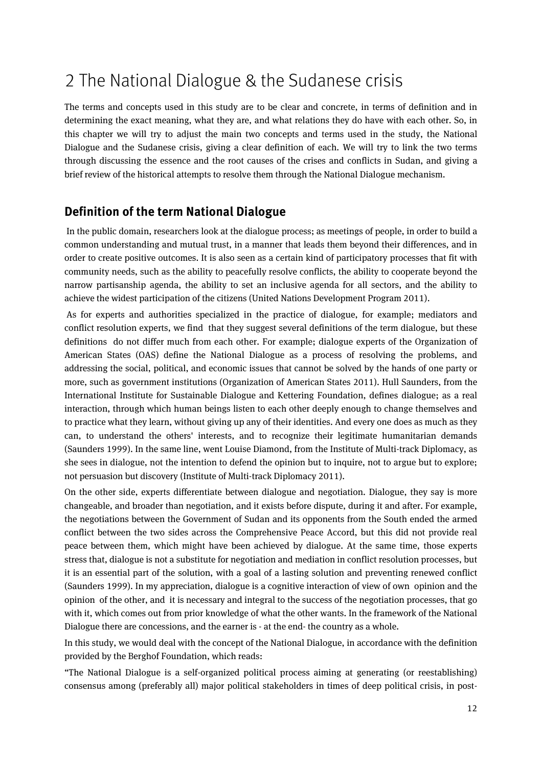# 2 The National Dialogue & the Sudanese crisis

The terms and concepts used in this study are to be clear and concrete, in terms of definition and in determining the exact meaning, what they are, and what relations they do have with each other. So, in this chapter we will try to adjust the main two concepts and terms used in the study, the National Dialogue and the Sudanese crisis, giving a clear definition of each. We will try to link the two terms through discussing the essence and the root causes of the crises and conflicts in Sudan, and giving a brief review of the historical attempts to resolve them through the National Dialogue mechanism.

## Definition of the term National Dialogue

In the public domain, researchers look at the dialogue process; as meetings of people, in order to build a common understanding and mutual trust, in a manner that leads them beyond their differences, and in order to create positive outcomes. It is also seen as a certain kind of participatory processes that fit with community needs, such as the ability to peacefully resolve conflicts, the ability to cooperate beyond the narrow partisanship agenda, the ability to set an inclusive agenda for all sectors, and the ability to achieve the widest participation of the citizens (United Nations Development Program 2011).

As for experts and authorities specialized in the practice of dialogue, for example; mediators and conflict resolution experts, we find that they suggest several definitions of the term dialogue, but these definitions do not differ much from each other. For example; dialogue experts of the Organization of American States (OAS) define the National Dialogue as a process of resolving the problems, and addressing the social, political, and economic issues that cannot be solved by the hands of one party or more, such as government institutions (Organization of American States 2011). Hull Saunders, from the International Institute for Sustainable Dialogue and Kettering Foundation, defines dialogue; as a real interaction, through which human beings listen to each other deeply enough to change themselves and to practice what they learn, without giving up any of their identities. And every one does as much as they can, to understand the others' interests, and to recognize their legitimate humanitarian demands (Saunders 1999). In the same line, went Louise Diamond, from the Institute of Multi-track Diplomacy, as she sees in dialogue, not the intention to defend the opinion but to inquire, not to argue but to explore; not persuasion but discovery (Institute of Multi-track Diplomacy 2011).

On the other side, experts differentiate between dialogue and negotiation. Dialogue, they say is more changeable, and broader than negotiation, and it exists before dispute, during it and after. For example, the negotiations between the Government of Sudan and its opponents from the South ended the armed conflict between the two sides across the Comprehensive Peace Accord, but this did not provide real peace between them, which might have been achieved by dialogue. At the same time, those experts stress that, dialogue is not a substitute for negotiation and mediation in conflict resolution processes, but it is an essential part of the solution, with a goal of a lasting solution and preventing renewed conflict (Saunders 1999). In my appreciation, dialogue is a cognitive interaction of view of own opinion and the opinion of the other, and it is necessary and integral to the success of the negotiation processes, that go with it, which comes out from prior knowledge of what the other wants. In the framework of the National Dialogue there are concessions, and the earner is - at the end- the country as a whole.

In this study, we would deal with the concept of the National Dialogue, in accordance with the definition provided by the Berghof Foundation, which reads:

"The National Dialogue is a self-organized political process aiming at generating (or reestablishing) consensus among (preferably all) major political stakeholders in times of deep political crisis, in post-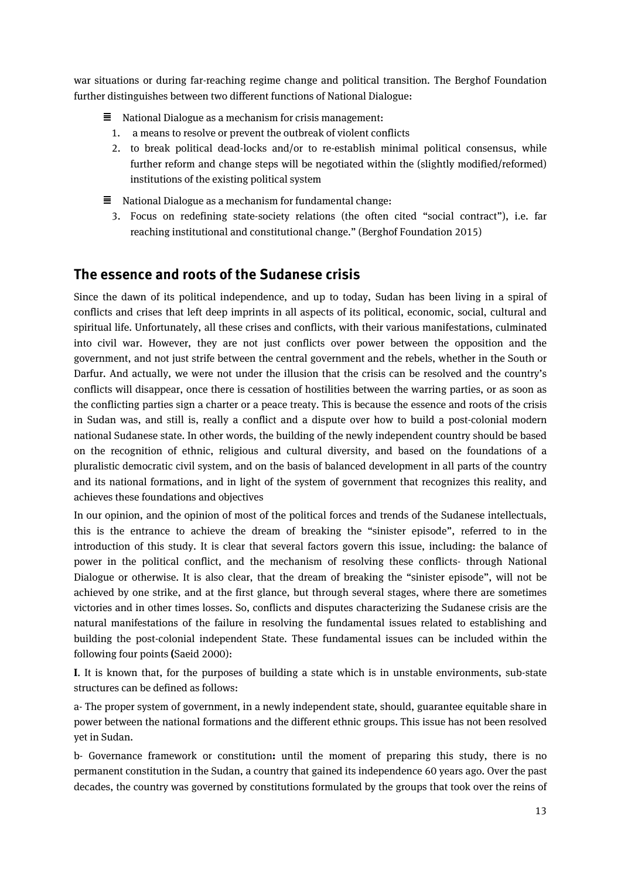war situations or during far-reaching regime change and political transition. The Berghof Foundation further distinguishes between two different functions of National Dialogue:

- National Dialogue as a mechanism for crisis management:
  1. a means to resolve or prevent the outbreak of violent conflicts
  2. to break political dead-locks and/or to re-establish minimal political consensus, while further reform and change steps will be negotiated within the (slightly modified/reformed) institutions of the existing political system
- National Dialogue as a mechanism for fundamental change:
  3. Focus on redefining state-society relations (the often cited "social contract"), i.e. far reaching institutional and constitutional change." (Berghof Foundation 2015)

## The essence and roots of the Sudanese crisis

Since the dawn of its political independence, and up to today, Sudan has been living in a spiral of conflicts and crises that left deep imprints in all aspects of its political, economic, social, cultural and spiritual life. Unfortunately, all these crises and conflicts, with their various manifestations, culminated into civil war. However, they are not just conflicts over power between the opposition and the government, and not just strife between the central government and the rebels, whether in the South or Darfur. And actually, we were not under the illusion that the crisis can be resolved and the country's conflicts will disappear, once there is cessation of hostilities between the warring parties, or as soon as the conflicting parties sign a charter or a peace treaty. This is because the essence and roots of the crisis in Sudan was, and still is, really a conflict and a dispute over how to build a post-colonial modern national Sudanese state. In other words, the building of the newly independent country should be based on the recognition of ethnic, religious and cultural diversity, and based on the foundations of a pluralistic democratic civil system, and on the basis of balanced development in all parts of the country and its national formations, and in light of the system of government that recognizes this reality, and achieves these foundations and objectives

In our opinion, and the opinion of most of the political forces and trends of the Sudanese intellectuals, this is the entrance to achieve the dream of breaking the "sinister episode", referred to in the introduction of this study. It is clear that several factors govern this issue, including: the balance of power in the political conflict, and the mechanism of resolving these conflicts- through National Dialogue or otherwise. It is also clear, that the dream of breaking the "sinister episode", will not be achieved by one strike, and at the first glance, but through several stages, where there are sometimes victories and in other times losses. So, conflicts and disputes characterizing the Sudanese crisis are the natural manifestations of the failure in resolving the fundamental issues related to establishing and building the post-colonial independent State. These fundamental issues can be included within the following four points **(**Saeid 2000):

**I**. It is known that, for the purposes of building a state which is in unstable environments, sub-state structures can be defined as follows:

a- The proper system of government, in a newly independent state, should, guarantee equitable share in power between the national formations and the different ethnic groups. This issue has not been resolved yet in Sudan.

b- Governance framework or constitution**:** until the moment of preparing this study, there is no permanent constitution in the Sudan, a country that gained its independence 60 years ago. Over the past decades, the country was governed by constitutions formulated by the groups that took over the reins of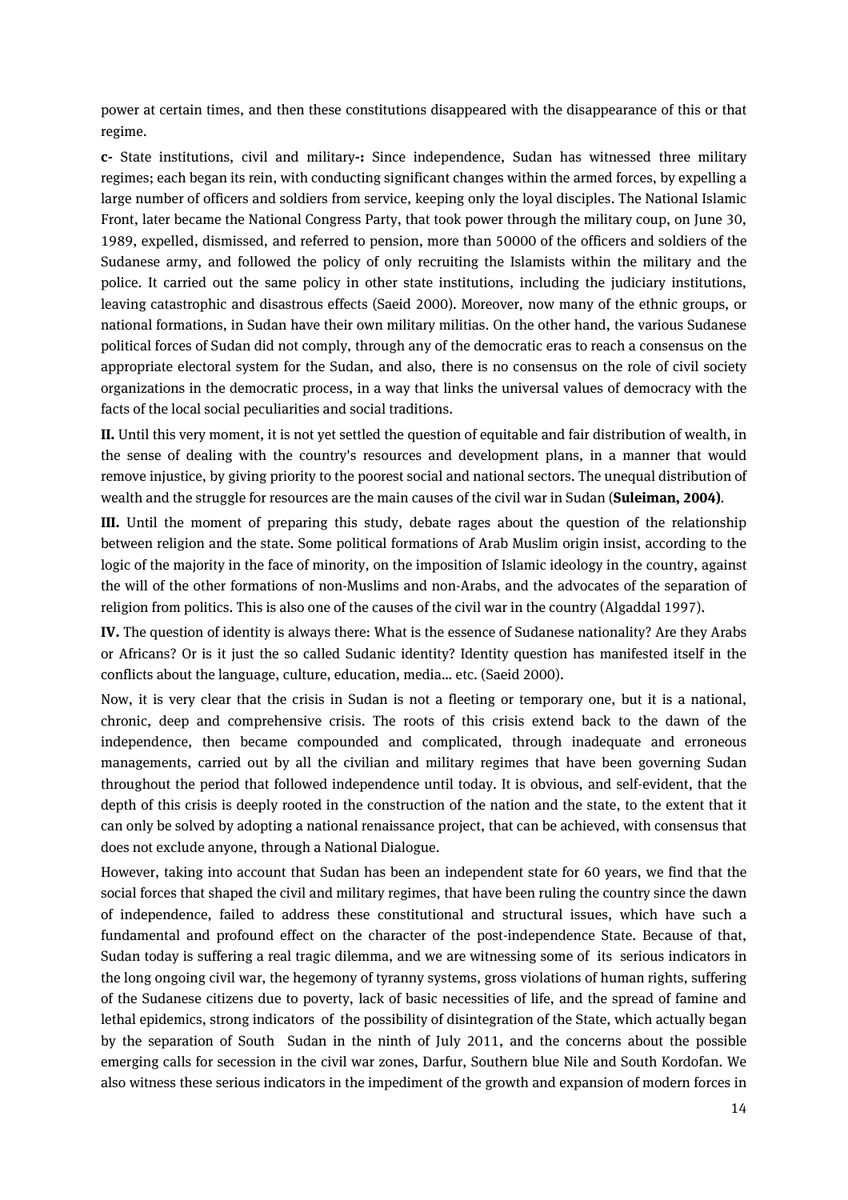power at certain times, and then these constitutions disappeared with the disappearance of this or that regime.

**c-** State institutions, civil and military**-:** Since independence, Sudan has witnessed three military regimes; each began its rein, with conducting significant changes within the armed forces, by expelling a large number of officers and soldiers from service, keeping only the loyal disciples. The National Islamic Front, later became the National Congress Party, that took power through the military coup, on June 30, 1989, expelled, dismissed, and referred to pension, more than 50000 of the officers and soldiers of the Sudanese army, and followed the policy of only recruiting the Islamists within the military and the police. It carried out the same policy in other state institutions, including the judiciary institutions, leaving catastrophic and disastrous effects (Saeid 2000). Moreover, now many of the ethnic groups, or national formations, in Sudan have their own military militias. On the other hand, the various Sudanese political forces of Sudan did not comply, through any of the democratic eras to reach a consensus on the appropriate electoral system for the Sudan, and also, there is no consensus on the role of civil society organizations in the democratic process, in a way that links the universal values of democracy with the facts of the local social peculiarities and social traditions.

**II.** Until this very moment, it is not yet settled the question of equitable and fair distribution of wealth, in the sense of dealing with the country's resources and development plans, in a manner that would remove injustice, by giving priority to the poorest social and national sectors. The unequal distribution of wealth and the struggle for resources are the main causes of the civil war in Sudan (**Suleiman, 2004)**.

**III.** Until the moment of preparing this study, debate rages about the question of the relationship between religion and the state. Some political formations of Arab Muslim origin insist, according to the logic of the majority in the face of minority, on the imposition of Islamic ideology in the country, against the will of the other formations of non-Muslims and non-Arabs, and the advocates of the separation of religion from politics. This is also one of the causes of the civil war in the country (Algaddal 1997).

**IV.** The question of identity is always there: What is the essence of Sudanese nationality? Are they Arabs or Africans? Or is it just the so called Sudanic identity? Identity question has manifested itself in the conflicts about the language, culture, education, media… etc. (Saeid 2000).

Now, it is very clear that the crisis in Sudan is not a fleeting or temporary one, but it is a national, chronic, deep and comprehensive crisis. The roots of this crisis extend back to the dawn of the independence, then became compounded and complicated, through inadequate and erroneous managements, carried out by all the civilian and military regimes that have been governing Sudan throughout the period that followed independence until today. It is obvious, and self-evident, that the depth of this crisis is deeply rooted in the construction of the nation and the state, to the extent that it can only be solved by adopting a national renaissance project, that can be achieved, with consensus that does not exclude anyone, through a National Dialogue.

However, taking into account that Sudan has been an independent state for 60 years, we find that the social forces that shaped the civil and military regimes, that have been ruling the country since the dawn of independence, failed to address these constitutional and structural issues, which have such a fundamental and profound effect on the character of the post-independence State. Because of that, Sudan today is suffering a real tragic dilemma, and we are witnessing some of its serious indicators in the long ongoing civil war, the hegemony of tyranny systems, gross violations of human rights, suffering of the Sudanese citizens due to poverty, lack of basic necessities of life, and the spread of famine and lethal epidemics, strong indicators of the possibility of disintegration of the State, which actually began by the separation of South Sudan in the ninth of July 2011, and the concerns about the possible emerging calls for secession in the civil war zones, Darfur, Southern blue Nile and South Kordofan. We also witness these serious indicators in the impediment of the growth and expansion of modern forces in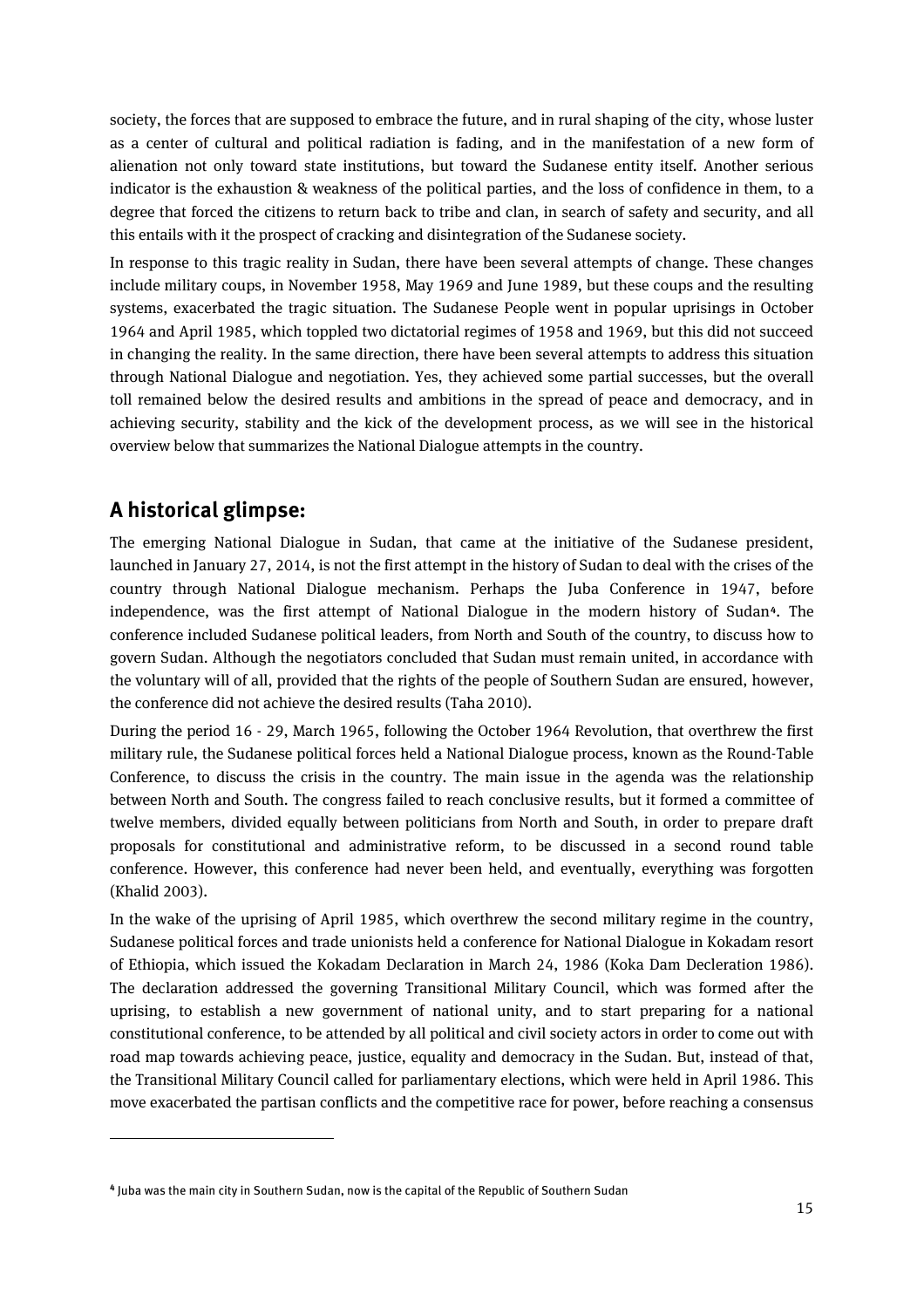society, the forces that are supposed to embrace the future, and in rural shaping of the city, whose luster as a center of cultural and political radiation is fading, and in the manifestation of a new form of alienation not only toward state institutions, but toward the Sudanese entity itself. Another serious indicator is the exhaustion & weakness of the political parties, and the loss of confidence in them, to a degree that forced the citizens to return back to tribe and clan, in search of safety and security, and all this entails with it the prospect of cracking and disintegration of the Sudanese society.

In response to this tragic reality in Sudan, there have been several attempts of change. These changes include military coups, in November 1958, May 1969 and June 1989, but these coups and the resulting systems, exacerbated the tragic situation. The Sudanese People went in popular uprisings in October 1964 and April 1985, which toppled two dictatorial regimes of 1958 and 1969, but this did not succeed in changing the reality. In the same direction, there have been several attempts to address this situation through National Dialogue and negotiation. Yes, they achieved some partial successes, but the overall toll remained below the desired results and ambitions in the spread of peace and democracy, and in achieving security, stability and the kick of the development process, as we will see in the historical overview below that summarizes the National Dialogue attempts in the country.

## A historical glimpse:

The emerging National Dialogue in Sudan, that came at the initiative of the Sudanese president, launched in January 27, 2014, is not the first attempt in the history of Sudan to deal with the crises of the country through National Dialogue mechanism. Perhaps the Juba Conference in 1947, before independence, was the first attempt of National Dialogue in the modern history of Sudan[4]. The conference included Sudanese political leaders, from North and South of the country, to discuss how to govern Sudan. Although the negotiators concluded that Sudan must remain united, in accordance with the voluntary will of all, provided that the rights of the people of Southern Sudan are ensured, however, the conference did not achieve the desired results (Taha 2010).

During the period 16 - 29, March 1965, following the October 1964 Revolution, that overthrew the first military rule, the Sudanese political forces held a National Dialogue process, known as the Round-Table Conference, to discuss the crisis in the country. The main issue in the agenda was the relationship between North and South. The congress failed to reach conclusive results, but it formed a committee of twelve members, divided equally between politicians from North and South, in order to prepare draft proposals for constitutional and administrative reform, to be discussed in a second round table conference. However, this conference had never been held, and eventually, everything was forgotten (Khalid 2003).

In the wake of the uprising of April 1985, which overthrew the second military regime in the country, Sudanese political forces and trade unionists held a conference for National Dialogue in Kokadam resort of Ethiopia, which issued the Kokadam Declaration in March 24, 1986 (Koka Dam Decleration 1986). The declaration addressed the governing Transitional Military Council, which was formed after the uprising, to establish a new government of national unity, and to start preparing for a national constitutional conference, to be attended by all political and civil society actors in order to come out with road map towards achieving peace, justice, equality and democracy in the Sudan. But, instead of that, the Transitional Military Council called for parliamentary elections, which were held in April 1986. This move exacerbated the partisan conflicts and the competitive race for power, before reaching a consensus

[4] Juba was the main city in Southern Sudan, now is the capital of the Republic of Southern Sudan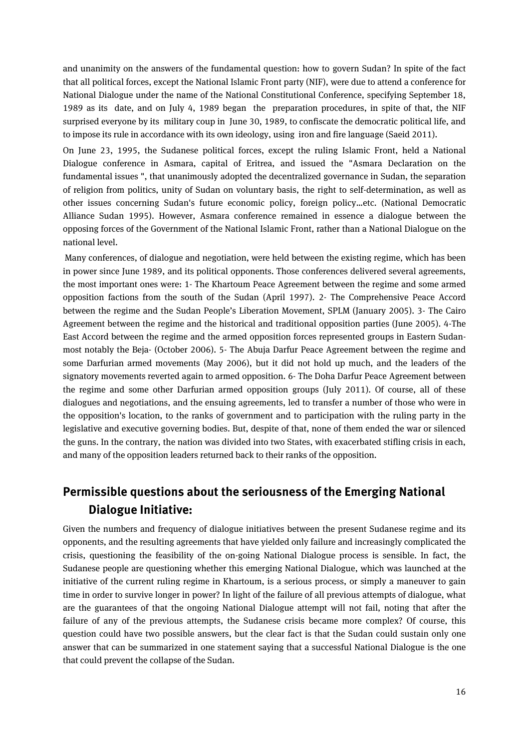and unanimity on the answers of the fundamental question: how to govern Sudan? In spite of the fact that all political forces, except the National Islamic Front party (NIF), were due to attend a conference for National Dialogue under the name of the National Constitutional Conference, specifying September 18, 1989 as its date, and on July 4, 1989 began the preparation procedures, in spite of that, the NIF surprised everyone by its military coup in June 30, 1989, to confiscate the democratic political life, and to impose its rule in accordance with its own ideology, using iron and fire language (Saeid 2011).

On June 23, 1995, the Sudanese political forces, except the ruling Islamic Front, held a National Dialogue conference in Asmara, capital of Eritrea, and issued the "Asmara Declaration on the fundamental issues ", that unanimously adopted the decentralized governance in Sudan, the separation of religion from politics, unity of Sudan on voluntary basis, the right to self-determination, as well as other issues concerning Sudan's future economic policy, foreign policy...etc. (National Democratic Alliance Sudan 1995). However, Asmara conference remained in essence a dialogue between the opposing forces of the Government of the National Islamic Front, rather than a National Dialogue on the national level.

Many conferences, of dialogue and negotiation, were held between the existing regime, which has been in power since June 1989, and its political opponents. Those conferences delivered several agreements, the most important ones were: 1- The Khartoum Peace Agreement between the regime and some armed opposition factions from the south of the Sudan (April 1997). 2- The Comprehensive Peace Accord between the regime and the Sudan People's Liberation Movement, SPLM (January 2005). 3- The Cairo Agreement between the regime and the historical and traditional opposition parties (June 2005). 4-The East Accord between the regime and the armed opposition forces represented groups in Eastern Sudan- most notably the Beja- (October 2006). 5- The Abuja Darfur Peace Agreement between the regime and some Darfurian armed movements (May 2006), but it did not hold up much, and the leaders of the signatory movements reverted again to armed opposition. 6- The Doha Darfur Peace Agreement between the regime and some other Darfurian armed opposition groups (July 2011). Of course, all of these dialogues and negotiations, and the ensuing agreements, led to transfer a number of those who were in the opposition's location, to the ranks of government and to participation with the ruling party in the legislative and executive governing bodies. But, despite of that, none of them ended the war or silenced the guns. In the contrary, the nation was divided into two States, with exacerbated stifling crisis in each, and many of the opposition leaders returned back to their ranks of the opposition.

## Permissible questions about the seriousness of the Emerging National Dialogue Initiative:

Given the numbers and frequency of dialogue initiatives between the present Sudanese regime and its opponents, and the resulting agreements that have yielded only failure and increasingly complicated the crisis, questioning the feasibility of the on-going National Dialogue process is sensible. In fact, the Sudanese people are questioning whether this emerging National Dialogue, which was launched at the initiative of the current ruling regime in Khartoum, is a serious process, or simply a maneuver to gain time in order to survive longer in power? In light of the failure of all previous attempts of dialogue, what are the guarantees of that the ongoing National Dialogue attempt will not fail, noting that after the failure of any of the previous attempts, the Sudanese crisis became more complex? Of course, this question could have two possible answers, but the clear fact is that the Sudan could sustain only one answer that can be summarized in one statement saying that a successful National Dialogue is the one that could prevent the collapse of the Sudan.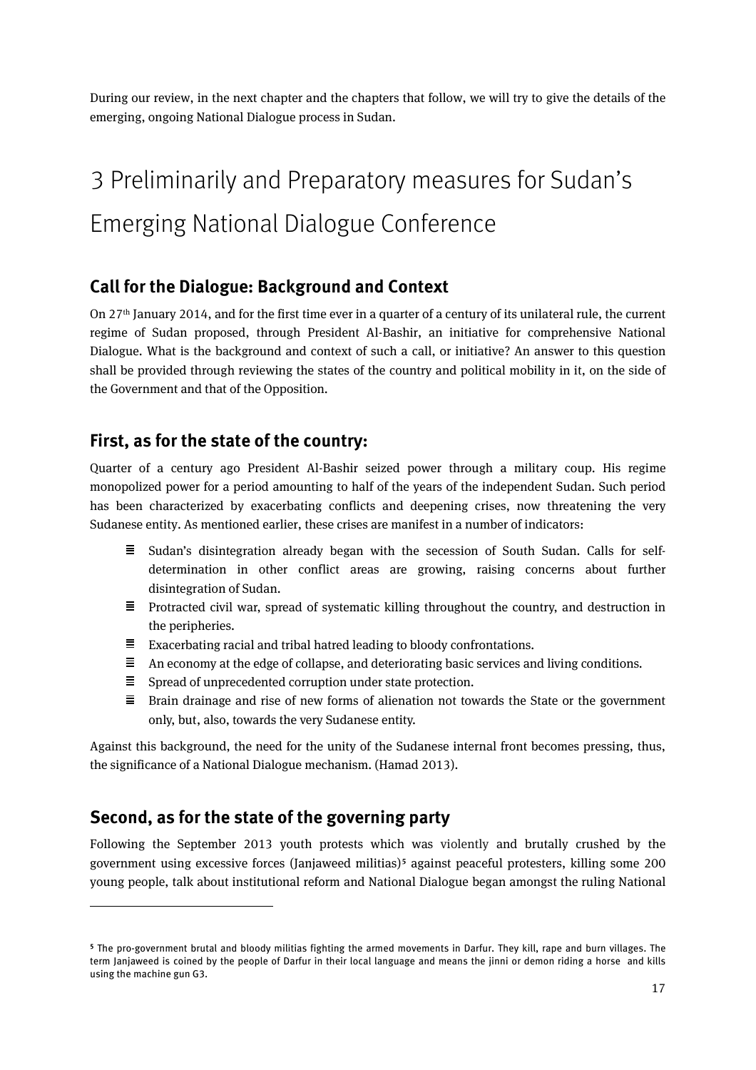During our review, in the next chapter and the chapters that follow, we will try to give the details of the emerging, ongoing National Dialogue process in Sudan.

# 3 Preliminarily and Preparatory measures for Sudan's Emerging National Dialogue Conference

## Call for the Dialogue: Background and Context

On 27th January 2014, and for the first time ever in a quarter of a century of its unilateral rule, the current regime of Sudan proposed, through President Al-Bashir, an initiative for comprehensive National Dialogue. What is the background and context of such a call, or initiative? An answer to this question shall be provided through reviewing the states of the country and political mobility in it, on the side of the Government and that of the Opposition.

## First, as for the state of the country:

Quarter of a century ago President Al-Bashir seized power through a military coup. His regime monopolized power for a period amounting to half of the years of the independent Sudan. Such period has been characterized by exacerbating conflicts and deepening crises, now threatening the very Sudanese entity. As mentioned earlier, these crises are manifest in a number of indicators:

- Sudan's disintegration already began with the secession of South Sudan. Calls for self-determination in other conflict areas are growing, raising concerns about further disintegration of Sudan.
- Protracted civil war, spread of systematic killing throughout the country, and destruction in the peripheries.
- Exacerbating racial and tribal hatred leading to bloody confrontations.
- An economy at the edge of collapse, and deteriorating basic services and living conditions.
- Spread of unprecedented corruption under state protection.
- Brain drainage and rise of new forms of alienation not towards the State or the government only, but, also, towards the very Sudanese entity.

Against this background, the need for the unity of the Sudanese internal front becomes pressing, thus, the significance of a National Dialogue mechanism. (Hamad 2013).

## Second, as for the state of the governing party

Following the September 2013 youth protests which was violently and brutally crushed by the government using excessive forces (Janjaweed militias)[5] against peaceful protesters, killing some 200 young people, talk about institutional reform and National Dialogue began amongst the ruling National

---

[5] The pro-government brutal and bloody militias fighting the armed movements in Darfur. They kill, rape and burn villages. The term Janjaweed is coined by the people of Darfur in their local language and means the jinni or demon riding a horse and kills using the machine gun G3.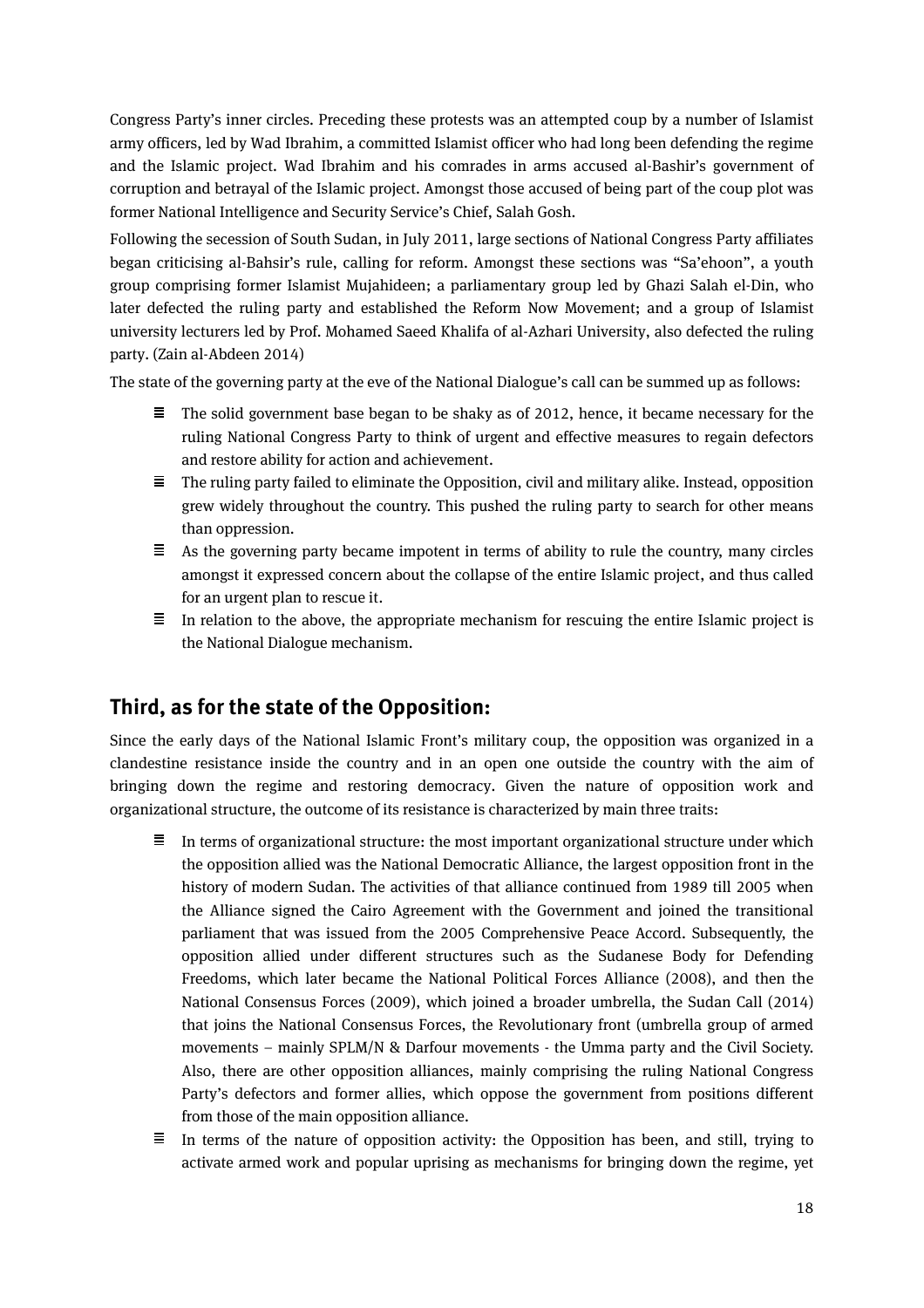Congress Party's inner circles. Preceding these protests was an attempted coup by a number of Islamist army officers, led by Wad Ibrahim, a committed Islamist officer who had long been defending the regime and the Islamic project. Wad Ibrahim and his comrades in arms accused al-Bashir's government of corruption and betrayal of the Islamic project. Amongst those accused of being part of the coup plot was former National Intelligence and Security Service's Chief, Salah Gosh.

Following the secession of South Sudan, in July 2011, large sections of National Congress Party affiliates began criticising al-Bahsir's rule, calling for reform. Amongst these sections was "Sa'ehoon", a youth group comprising former Islamist Mujahideen; a parliamentary group led by Ghazi Salah el-Din, who later defected the ruling party and established the Reform Now Movement; and a group of Islamist university lecturers led by Prof. Mohamed Saeed Khalifa of al-Azhari University, also defected the ruling party. (Zain al-Abdeen 2014)

The state of the governing party at the eve of the National Dialogue's call can be summed up as follows:

- The solid government base began to be shaky as of 2012, hence, it became necessary for the ruling National Congress Party to think of urgent and effective measures to regain defectors and restore ability for action and achievement.
- The ruling party failed to eliminate the Opposition, civil and military alike. Instead, opposition grew widely throughout the country. This pushed the ruling party to search for other means than oppression.
- As the governing party became impotent in terms of ability to rule the country, many circles amongst it expressed concern about the collapse of the entire Islamic project, and thus called for an urgent plan to rescue it.
- In relation to the above, the appropriate mechanism for rescuing the entire Islamic project is the National Dialogue mechanism.

## Third, as for the state of the Opposition:

Since the early days of the National Islamic Front's military coup, the opposition was organized in a clandestine resistance inside the country and in an open one outside the country with the aim of bringing down the regime and restoring democracy. Given the nature of opposition work and organizational structure, the outcome of its resistance is characterized by main three traits:

- In terms of organizational structure: the most important organizational structure under which the opposition allied was the National Democratic Alliance, the largest opposition front in the history of modern Sudan. The activities of that alliance continued from 1989 till 2005 when the Alliance signed the Cairo Agreement with the Government and joined the transitional parliament that was issued from the 2005 Comprehensive Peace Accord. Subsequently, the opposition allied under different structures such as the Sudanese Body for Defending Freedoms, which later became the National Political Forces Alliance (2008), and then the National Consensus Forces (2009), which joined a broader umbrella, the Sudan Call (2014) that joins the National Consensus Forces, the Revolutionary front (umbrella group of armed movements – mainly SPLM/N & Darfour movements - the Umma party and the Civil Society. Also, there are other opposition alliances, mainly comprising the ruling National Congress Party's defectors and former allies, which oppose the government from positions different from those of the main opposition alliance.
- In terms of the nature of opposition activity: the Opposition has been, and still, trying to activate armed work and popular uprising as mechanisms for bringing down the regime, yet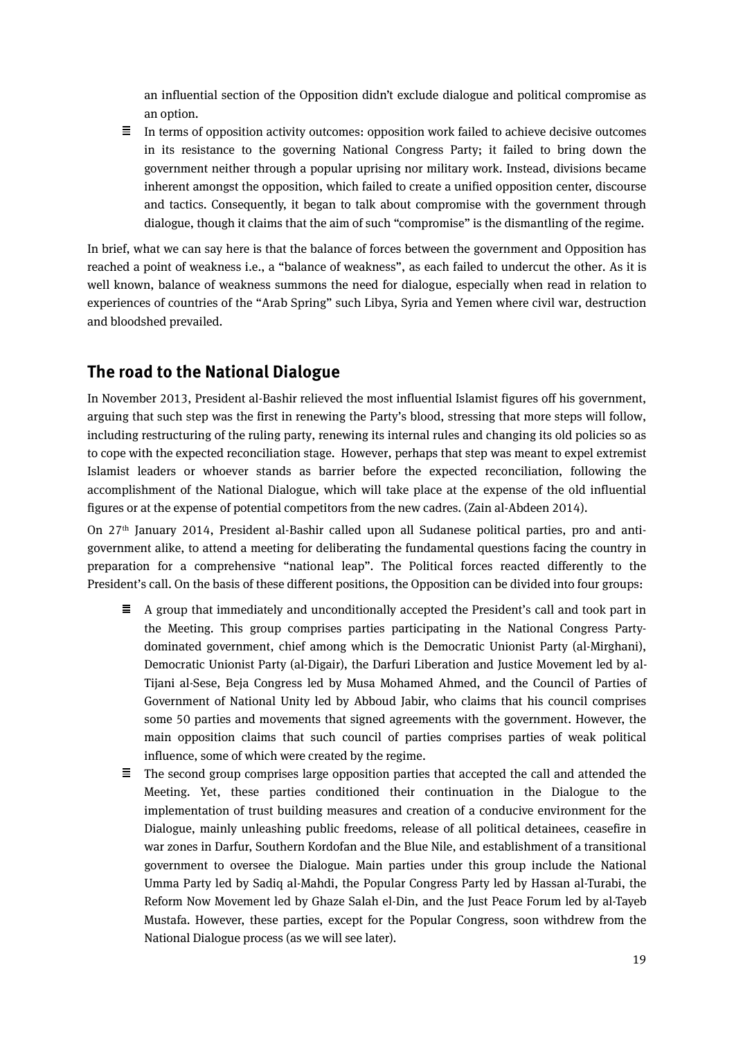an influential section of the Opposition didn't exclude dialogue and political compromise as an option.

- In terms of opposition activity outcomes: opposition work failed to achieve decisive outcomes in its resistance to the governing National Congress Party; it failed to bring down the government neither through a popular uprising nor military work. Instead, divisions became inherent amongst the opposition, which failed to create a unified opposition center, discourse and tactics. Consequently, it began to talk about compromise with the government through dialogue, though it claims that the aim of such "compromise" is the dismantling of the regime.

In brief, what we can say here is that the balance of forces between the government and Opposition has reached a point of weakness i.e., a "balance of weakness", as each failed to undercut the other. As it is well known, balance of weakness summons the need for dialogue, especially when read in relation to experiences of countries of the "Arab Spring" such Libya, Syria and Yemen where civil war, destruction and bloodshed prevailed.

## The road to the National Dialogue

In November 2013, President al-Bashir relieved the most influential Islamist figures off his government, arguing that such step was the first in renewing the Party's blood, stressing that more steps will follow, including restructuring of the ruling party, renewing its internal rules and changing its old policies so as to cope with the expected reconciliation stage. However, perhaps that step was meant to expel extremist Islamist leaders or whoever stands as barrier before the expected reconciliation, following the accomplishment of the National Dialogue, which will take place at the expense of the old influential figures or at the expense of potential competitors from the new cadres. (Zain al-Abdeen 2014).

On 27th January 2014, President al-Bashir called upon all Sudanese political parties, pro and anti-government alike, to attend a meeting for deliberating the fundamental questions facing the country in preparation for a comprehensive "national leap". The Political forces reacted differently to the President's call. On the basis of these different positions, the Opposition can be divided into four groups:

- A group that immediately and unconditionally accepted the President's call and took part in the Meeting. This group comprises parties participating in the National Congress Party-dominated government, chief among which is the Democratic Unionist Party (al-Mirghani), Democratic Unionist Party (al-Digair), the Darfuri Liberation and Justice Movement led by al-Tijani al-Sese, Beja Congress led by Musa Mohamed Ahmed, and the Council of Parties of Government of National Unity led by Abboud Jabir, who claims that his council comprises some 50 parties and movements that signed agreements with the government. However, the main opposition claims that such council of parties comprises parties of weak political influence, some of which were created by the regime.
- The second group comprises large opposition parties that accepted the call and attended the Meeting. Yet, these parties conditioned their continuation in the Dialogue to the implementation of trust building measures and creation of a conducive environment for the Dialogue, mainly unleashing public freedoms, release of all political detainees, ceasefire in war zones in Darfur, Southern Kordofan and the Blue Nile, and establishment of a transitional government to oversee the Dialogue. Main parties under this group include the National Umma Party led by Sadiq al-Mahdi, the Popular Congress Party led by Hassan al-Turabi, the Reform Now Movement led by Ghaze Salah el-Din, and the Just Peace Forum led by al-Tayeb Mustafa. However, these parties, except for the Popular Congress, soon withdrew from the National Dialogue process (as we will see later).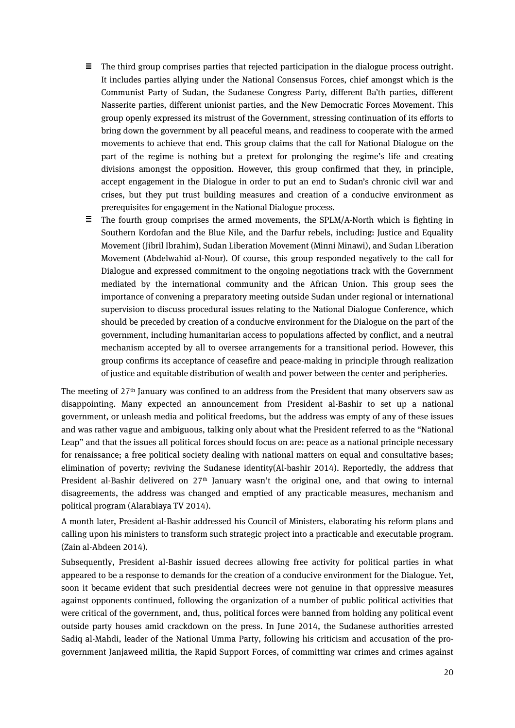- The third group comprises parties that rejected participation in the dialogue process outright. It includes parties allying under the National Consensus Forces, chief amongst which is the Communist Party of Sudan, the Sudanese Congress Party, different Ba'th parties, different Nasserite parties, different unionist parties, and the New Democratic Forces Movement. This group openly expressed its mistrust of the Government, stressing continuation of its efforts to bring down the government by all peaceful means, and readiness to cooperate with the armed movements to achieve that end. This group claims that the call for National Dialogue on the part of the regime is nothing but a pretext for prolonging the regime's life and creating divisions amongst the opposition. However, this group confirmed that they, in principle, accept engagement in the Dialogue in order to put an end to Sudan's chronic civil war and crises, but they put trust building measures and creation of a conducive environment as prerequisites for engagement in the National Dialogue process.
- The fourth group comprises the armed movements, the SPLM/A-North which is fighting in Southern Kordofan and the Blue Nile, and the Darfur rebels, including: Justice and Equality Movement (Jibril Ibrahim), Sudan Liberation Movement (Minni Minawi), and Sudan Liberation Movement (Abdelwahid al-Nour). Of course, this group responded negatively to the call for Dialogue and expressed commitment to the ongoing negotiations track with the Government mediated by the international community and the African Union. This group sees the importance of convening a preparatory meeting outside Sudan under regional or international supervision to discuss procedural issues relating to the National Dialogue Conference, which should be preceded by creation of a conducive environment for the Dialogue on the part of the government, including humanitarian access to populations affected by conflict, and a neutral mechanism accepted by all to oversee arrangements for a transitional period. However, this group confirms its acceptance of ceasefire and peace-making in principle through realization of justice and equitable distribution of wealth and power between the center and peripheries.

The meeting of 27th January was confined to an address from the President that many observers saw as disappointing. Many expected an announcement from President al-Bashir to set up a national government, or unleash media and political freedoms, but the address was empty of any of these issues and was rather vague and ambiguous, talking only about what the President referred to as the "National Leap" and that the issues all political forces should focus on are: peace as a national principle necessary for renaissance; a free political society dealing with national matters on equal and consultative bases; elimination of poverty; reviving the Sudanese identity(Al-bashir 2014). Reportedly, the address that President al-Bashir delivered on 27th January wasn't the original one, and that owing to internal disagreements, the address was changed and emptied of any practicable measures, mechanism and political program (Alarabiaya TV 2014).

A month later, President al-Bashir addressed his Council of Ministers, elaborating his reform plans and calling upon his ministers to transform such strategic project into a practicable and executable program. (Zain al-Abdeen 2014).

Subsequently, President al-Bashir issued decrees allowing free activity for political parties in what appeared to be a response to demands for the creation of a conducive environment for the Dialogue. Yet, soon it became evident that such presidential decrees were not genuine in that oppressive measures against opponents continued, following the organization of a number of public political activities that were critical of the government, and, thus, political forces were banned from holding any political event outside party houses amid crackdown on the press. In June 2014, the Sudanese authorities arrested Sadiq al-Mahdi, leader of the National Umma Party, following his criticism and accusation of the pro-government Janjaweed militia, the Rapid Support Forces, of committing war crimes and crimes against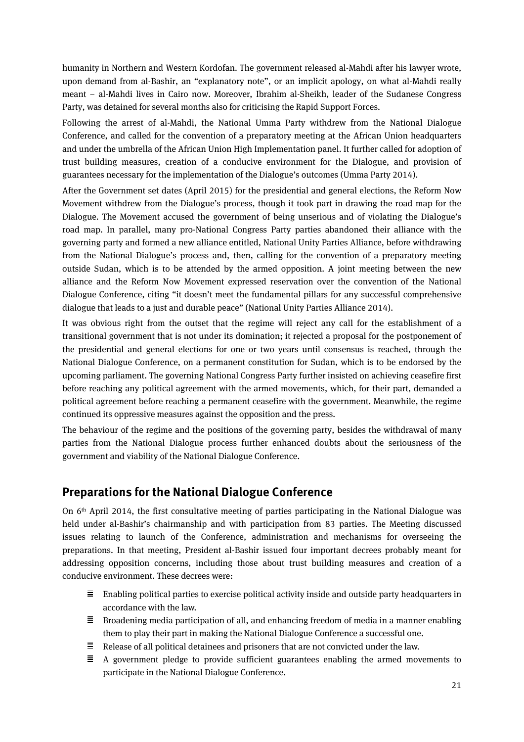humanity in Northern and Western Kordofan. The government released al-Mahdi after his lawyer wrote, upon demand from al-Bashir, an "explanatory note", or an implicit apology, on what al-Mahdi really meant – al-Mahdi lives in Cairo now. Moreover, Ibrahim al-Sheikh, leader of the Sudanese Congress Party, was detained for several months also for criticising the Rapid Support Forces.

Following the arrest of al-Mahdi, the National Umma Party withdrew from the National Dialogue Conference, and called for the convention of a preparatory meeting at the African Union headquarters and under the umbrella of the African Union High Implementation panel. It further called for adoption of trust building measures, creation of a conducive environment for the Dialogue, and provision of guarantees necessary for the implementation of the Dialogue's outcomes (Umma Party 2014).

After the Government set dates (April 2015) for the presidential and general elections, the Reform Now Movement withdrew from the Dialogue's process, though it took part in drawing the road map for the Dialogue. The Movement accused the government of being unserious and of violating the Dialogue's road map. In parallel, many pro-National Congress Party parties abandoned their alliance with the governing party and formed a new alliance entitled, National Unity Parties Alliance, before withdrawing from the National Dialogue's process and, then, calling for the convention of a preparatory meeting outside Sudan, which is to be attended by the armed opposition. A joint meeting between the new alliance and the Reform Now Movement expressed reservation over the convention of the National Dialogue Conference, citing "it doesn't meet the fundamental pillars for any successful comprehensive dialogue that leads to a just and durable peace" (National Unity Parties Alliance 2014).

It was obvious right from the outset that the regime will reject any call for the establishment of a transitional government that is not under its domination; it rejected a proposal for the postponement of the presidential and general elections for one or two years until consensus is reached, through the National Dialogue Conference, on a permanent constitution for Sudan, which is to be endorsed by the upcoming parliament. The governing National Congress Party further insisted on achieving ceasefire first before reaching any political agreement with the armed movements, which, for their part, demanded a political agreement before reaching a permanent ceasefire with the government. Meanwhile, the regime continued its oppressive measures against the opposition and the press.

The behaviour of the regime and the positions of the governing party, besides the withdrawal of many parties from the National Dialogue process further enhanced doubts about the seriousness of the government and viability of the National Dialogue Conference.

## Preparations for the National Dialogue Conference

On 6th April 2014, the first consultative meeting of parties participating in the National Dialogue was held under al-Bashir's chairmanship and with participation from 83 parties. The Meeting discussed issues relating to launch of the Conference, administration and mechanisms for overseeing the preparations. In that meeting, President al-Bashir issued four important decrees probably meant for addressing opposition concerns, including those about trust building measures and creation of a conducive environment. These decrees were:

- Enabling political parties to exercise political activity inside and outside party headquarters in accordance with the law.
- Broadening media participation of all, and enhancing freedom of media in a manner enabling them to play their part in making the National Dialogue Conference a successful one.
- Release of all political detainees and prisoners that are not convicted under the law.
- A government pledge to provide sufficient guarantees enabling the armed movements to participate in the National Dialogue Conference.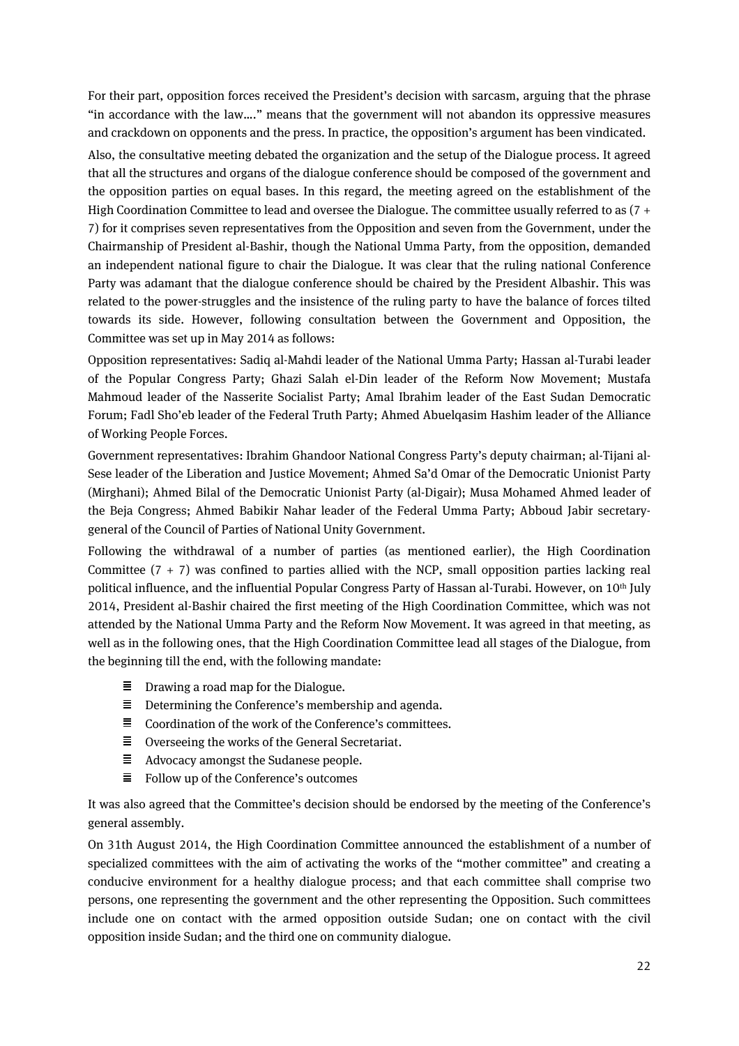For their part, opposition forces received the President's decision with sarcasm, arguing that the phrase "in accordance with the law…." means that the government will not abandon its oppressive measures and crackdown on opponents and the press. In practice, the opposition's argument has been vindicated.

Also, the consultative meeting debated the organization and the setup of the Dialogue process. It agreed that all the structures and organs of the dialogue conference should be composed of the government and the opposition parties on equal bases. In this regard, the meeting agreed on the establishment of the High Coordination Committee to lead and oversee the Dialogue. The committee usually referred to as (7 + 7) for it comprises seven representatives from the Opposition and seven from the Government, under the Chairmanship of President al-Bashir, though the National Umma Party, from the opposition, demanded an independent national figure to chair the Dialogue. It was clear that the ruling national Conference Party was adamant that the dialogue conference should be chaired by the President Albashir. This was related to the power-struggles and the insistence of the ruling party to have the balance of forces tilted towards its side. However, following consultation between the Government and Opposition, the Committee was set up in May 2014 as follows:

Opposition representatives: Sadiq al-Mahdi leader of the National Umma Party; Hassan al-Turabi leader of the Popular Congress Party; Ghazi Salah el-Din leader of the Reform Now Movement; Mustafa Mahmoud leader of the Nasserite Socialist Party; Amal Ibrahim leader of the East Sudan Democratic Forum; Fadl Sho'eb leader of the Federal Truth Party; Ahmed Abuelqasim Hashim leader of the Alliance of Working People Forces.

Government representatives: Ibrahim Ghandoor National Congress Party's deputy chairman; al-Tijani al-Sese leader of the Liberation and Justice Movement; Ahmed Sa'd Omar of the Democratic Unionist Party (Mirghani); Ahmed Bilal of the Democratic Unionist Party (al-Digair); Musa Mohamed Ahmed leader of the Beja Congress; Ahmed Babikir Nahar leader of the Federal Umma Party; Abboud Jabir secretary-general of the Council of Parties of National Unity Government.

Following the withdrawal of a number of parties (as mentioned earlier), the High Coordination Committee (7 + 7) was confined to parties allied with the NCP, small opposition parties lacking real political influence, and the influential Popular Congress Party of Hassan al-Turabi. However, on 10th July 2014, President al-Bashir chaired the first meeting of the High Coordination Committee, which was not attended by the National Umma Party and the Reform Now Movement. It was agreed in that meeting, as well as in the following ones, that the High Coordination Committee lead all stages of the Dialogue, from the beginning till the end, with the following mandate:

- Drawing a road map for the Dialogue.
- Determining the Conference's membership and agenda.
- Coordination of the work of the Conference's committees.
- Overseeing the works of the General Secretariat.
- Advocacy amongst the Sudanese people.
- Follow up of the Conference's outcomes

It was also agreed that the Committee's decision should be endorsed by the meeting of the Conference's general assembly.

On 31th August 2014, the High Coordination Committee announced the establishment of a number of specialized committees with the aim of activating the works of the "mother committee" and creating a conducive environment for a healthy dialogue process; and that each committee shall comprise two persons, one representing the government and the other representing the Opposition. Such committees include one on contact with the armed opposition outside Sudan; one on contact with the civil opposition inside Sudan; and the third one on community dialogue.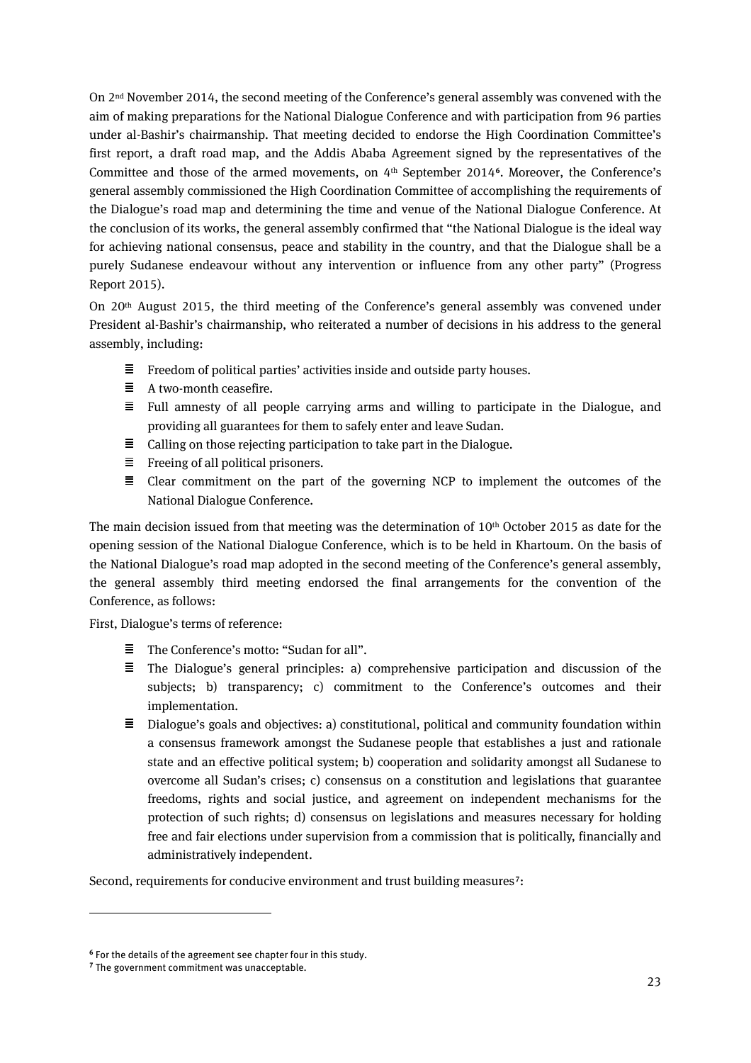On 2nd November 2014, the second meeting of the Conference's general assembly was convened with the aim of making preparations for the National Dialogue Conference and with participation from 96 parties under al-Bashir's chairmanship. That meeting decided to endorse the High Coordination Committee's first report, a draft road map, and the Addis Ababa Agreement signed by the representatives of the Committee and those of the armed movements, on 4th September 2014[6]. Moreover, the Conference's general assembly commissioned the High Coordination Committee of accomplishing the requirements of the Dialogue's road map and determining the time and venue of the National Dialogue Conference. At the conclusion of its works, the general assembly confirmed that "the National Dialogue is the ideal way for achieving national consensus, peace and stability in the country, and that the Dialogue shall be a purely Sudanese endeavour without any intervention or influence from any other party" (Progress Report 2015).

On 20th August 2015, the third meeting of the Conference's general assembly was convened under President al-Bashir's chairmanship, who reiterated a number of decisions in his address to the general assembly, including:

- Freedom of political parties' activities inside and outside party houses.
- A two-month ceasefire.
- Full amnesty of all people carrying arms and willing to participate in the Dialogue, and providing all guarantees for them to safely enter and leave Sudan.
- Calling on those rejecting participation to take part in the Dialogue.
- Freeing of all political prisoners.
- Clear commitment on the part of the governing NCP to implement the outcomes of the National Dialogue Conference.

The main decision issued from that meeting was the determination of 10th October 2015 as date for the opening session of the National Dialogue Conference, which is to be held in Khartoum. On the basis of the National Dialogue's road map adopted in the second meeting of the Conference's general assembly, the general assembly third meeting endorsed the final arrangements for the convention of the Conference, as follows:

First, Dialogue's terms of reference:

- The Conference's motto: "Sudan for all".
- The Dialogue's general principles: a) comprehensive participation and discussion of the subjects; b) transparency; c) commitment to the Conference's outcomes and their implementation.
- Dialogue's goals and objectives: a) constitutional, political and community foundation within a consensus framework amongst the Sudanese people that establishes a just and rationale state and an effective political system; b) cooperation and solidarity amongst all Sudanese to overcome all Sudan's crises; c) consensus on a constitution and legislations that guarantee freedoms, rights and social justice, and agreement on independent mechanisms for the protection of such rights; d) consensus on legislations and measures necessary for holding free and fair elections under supervision from a commission that is politically, financially and administratively independent.

Second, requirements for conducive environment and trust building measures[7]:

---

[6] For the details of the agreement see chapter four in this study.

[7] The government commitment was unacceptable.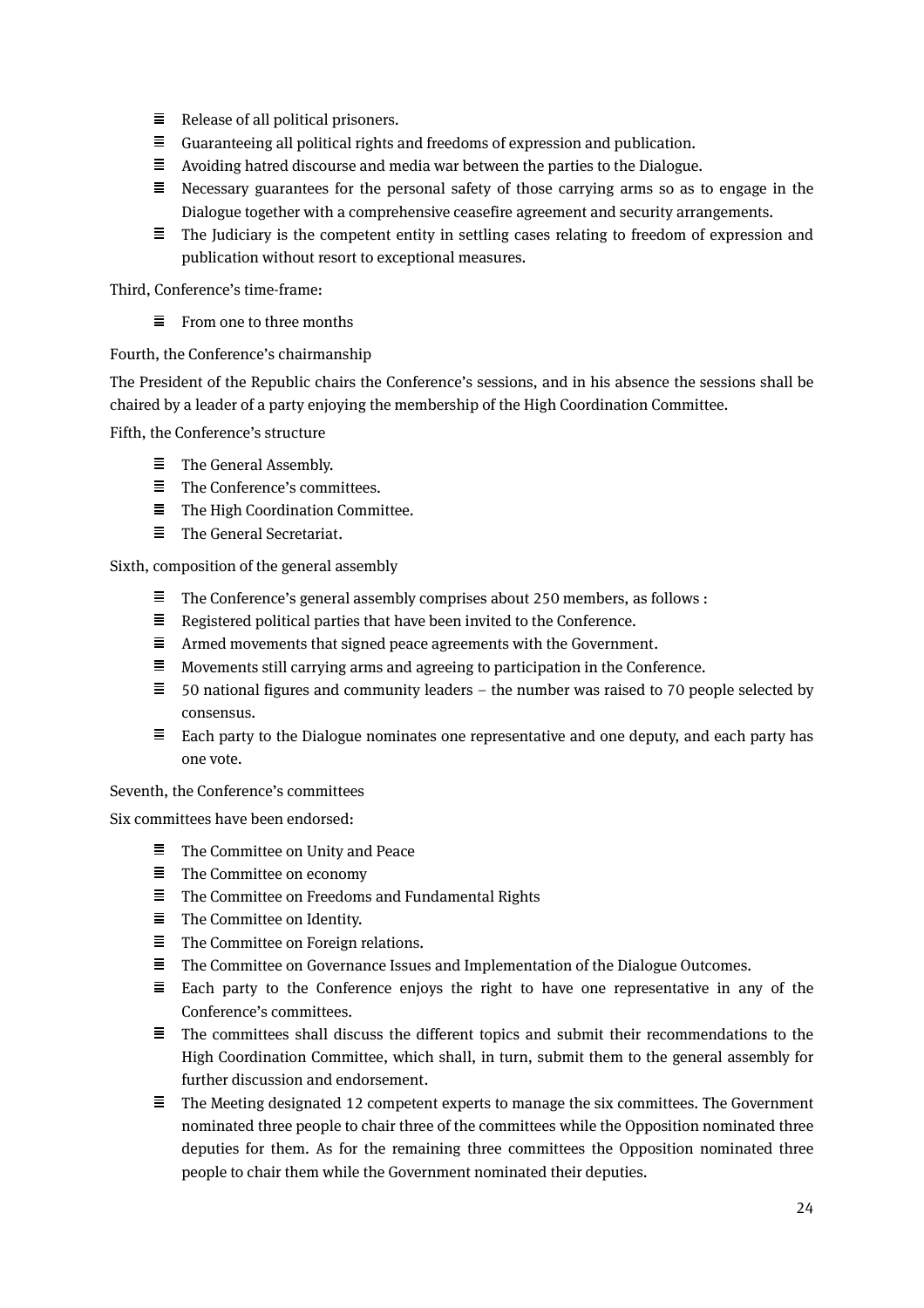- Release of all political prisoners.
- Guaranteeing all political rights and freedoms of expression and publication.
- Avoiding hatred discourse and media war between the parties to the Dialogue.
- Necessary guarantees for the personal safety of those carrying arms so as to engage in the Dialogue together with a comprehensive ceasefire agreement and security arrangements.
- The Judiciary is the competent entity in settling cases relating to freedom of expression and publication without resort to exceptional measures.

Third, Conference's time-frame:

- From one to three months

Fourth, the Conference's chairmanship

The President of the Republic chairs the Conference's sessions, and in his absence the sessions shall be chaired by a leader of a party enjoying the membership of the High Coordination Committee.

Fifth, the Conference's structure

- The General Assembly.
- The Conference's committees.
- The High Coordination Committee.
- The General Secretariat.

Sixth, composition of the general assembly

- The Conference's general assembly comprises about 250 members, as follows :
- Registered political parties that have been invited to the Conference.
- Armed movements that signed peace agreements with the Government.
- Movements still carrying arms and agreeing to participation in the Conference.
- 50 national figures and community leaders – the number was raised to 70 people selected by consensus.
- Each party to the Dialogue nominates one representative and one deputy, and each party has one vote.

Seventh, the Conference's committees

Six committees have been endorsed:

- The Committee on Unity and Peace
- The Committee on economy
- The Committee on Freedoms and Fundamental Rights
- The Committee on Identity.
- The Committee on Foreign relations.
- The Committee on Governance Issues and Implementation of the Dialogue Outcomes.
- Each party to the Conference enjoys the right to have one representative in any of the Conference's committees.
- The committees shall discuss the different topics and submit their recommendations to the High Coordination Committee, which shall, in turn, submit them to the general assembly for further discussion and endorsement.
- The Meeting designated 12 competent experts to manage the six committees. The Government nominated three people to chair three of the committees while the Opposition nominated three deputies for them. As for the remaining three committees the Opposition nominated three people to chair them while the Government nominated their deputies.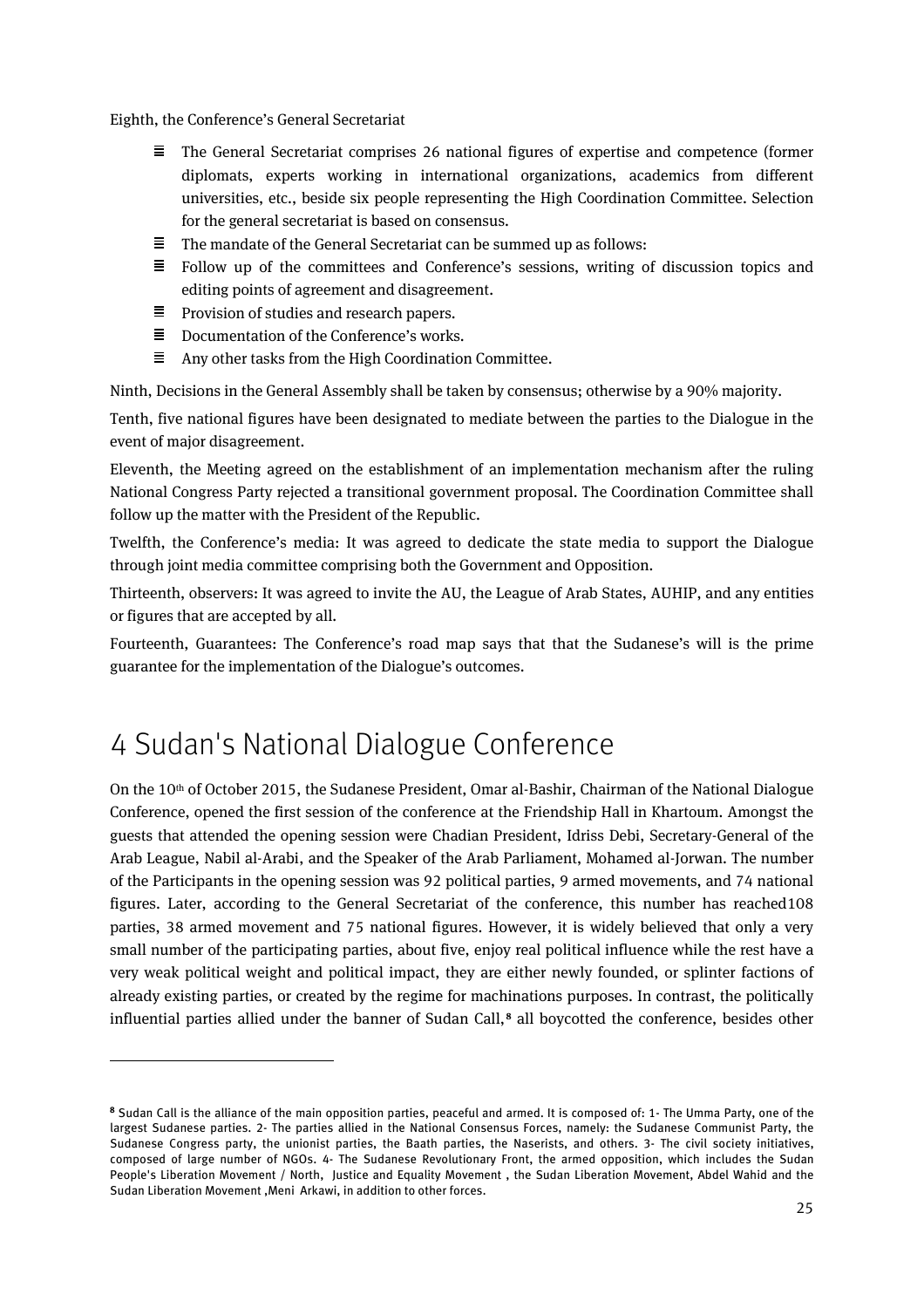Eighth, the Conference's General Secretariat

- The General Secretariat comprises 26 national figures of expertise and competence (former diplomats, experts working in international organizations, academics from different universities, etc., beside six people representing the High Coordination Committee. Selection for the general secretariat is based on consensus.
- The mandate of the General Secretariat can be summed up as follows:
- Follow up of the committees and Conference's sessions, writing of discussion topics and editing points of agreement and disagreement.
- Provision of studies and research papers.
- Documentation of the Conference's works.
- Any other tasks from the High Coordination Committee.

Ninth, Decisions in the General Assembly shall be taken by consensus; otherwise by a 90% majority.

Tenth, five national figures have been designated to mediate between the parties to the Dialogue in the event of major disagreement.

Eleventh, the Meeting agreed on the establishment of an implementation mechanism after the ruling National Congress Party rejected a transitional government proposal. The Coordination Committee shall follow up the matter with the President of the Republic.

Twelfth, the Conference's media: It was agreed to dedicate the state media to support the Dialogue through joint media committee comprising both the Government and Opposition.

Thirteenth, observers: It was agreed to invite the AU, the League of Arab States, AUHIP, and any entities or figures that are accepted by all.

Fourteenth, Guarantees: The Conference's road map says that that the Sudanese's will is the prime guarantee for the implementation of the Dialogue's outcomes.

# 4 Sudan's National Dialogue Conference

On the 10th of October 2015, the Sudanese President, Omar al-Bashir, Chairman of the National Dialogue Conference, opened the first session of the conference at the Friendship Hall in Khartoum. Amongst the guests that attended the opening session were Chadian President, Idriss Debi, Secretary-General of the Arab League, Nabil al-Arabi, and the Speaker of the Arab Parliament, Mohamed al-Jorwan. The number of the Participants in the opening session was 92 political parties, 9 armed movements, and 74 national figures. Later, according to the General Secretariat of the conference, this number has reached108 parties, 38 armed movement and 75 national figures. However, it is widely believed that only a very small number of the participating parties, about five, enjoy real political influence while the rest have a very weak political weight and political impact, they are either newly founded, or splinter factions of already existing parties, or created by the regime for machinations purposes. In contrast, the politically influential parties allied under the banner of Sudan Call,[8] all boycotted the conference, besides other

[8] Sudan Call is the alliance of the main opposition parties, peaceful and armed. It is composed of: 1- The Umma Party, one of the largest Sudanese parties. 2- The parties allied in the National Consensus Forces, namely: the Sudanese Communist Party, the Sudanese Congress party, the unionist parties, the Baath parties, the Naserists, and others. 3- The civil society initiatives, composed of large number of NGOs. 4- The Sudanese Revolutionary Front, the armed opposition, which includes the Sudan People's Liberation Movement / North, Justice and Equality Movement , the Sudan Liberation Movement, Abdel Wahid and the Sudan Liberation Movement ,Meni Arkawi, in addition to other forces.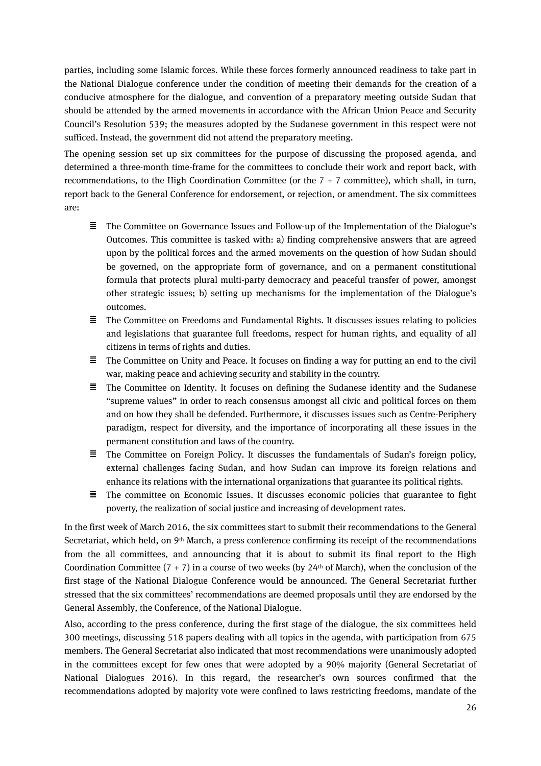parties, including some Islamic forces. While these forces formerly announced readiness to take part in the National Dialogue conference under the condition of meeting their demands for the creation of a conducive atmosphere for the dialogue, and convention of a preparatory meeting outside Sudan that should be attended by the armed movements in accordance with the African Union Peace and Security Council's Resolution 539; the measures adopted by the Sudanese government in this respect were not sufficed. Instead, the government did not attend the preparatory meeting.

The opening session set up six committees for the purpose of discussing the proposed agenda, and determined a three-month time-frame for the committees to conclude their work and report back, with recommendations, to the High Coordination Committee (or the 7 + 7 committee), which shall, in turn, report back to the General Conference for endorsement, or rejection, or amendment. The six committees are:

- The Committee on Governance Issues and Follow-up of the Implementation of the Dialogue's Outcomes. This committee is tasked with: a) finding comprehensive answers that are agreed upon by the political forces and the armed movements on the question of how Sudan should be governed, on the appropriate form of governance, and on a permanent constitutional formula that protects plural multi-party democracy and peaceful transfer of power, amongst other strategic issues; b) setting up mechanisms for the implementation of the Dialogue's outcomes.
- The Committee on Freedoms and Fundamental Rights. It discusses issues relating to policies and legislations that guarantee full freedoms, respect for human rights, and equality of all citizens in terms of rights and duties.
- The Committee on Unity and Peace. It focuses on finding a way for putting an end to the civil war, making peace and achieving security and stability in the country.
- The Committee on Identity. It focuses on defining the Sudanese identity and the Sudanese "supreme values" in order to reach consensus amongst all civic and political forces on them and on how they shall be defended. Furthermore, it discusses issues such as Centre-Periphery paradigm, respect for diversity, and the importance of incorporating all these issues in the permanent constitution and laws of the country.
- The Committee on Foreign Policy. It discusses the fundamentals of Sudan's foreign policy, external challenges facing Sudan, and how Sudan can improve its foreign relations and enhance its relations with the international organizations that guarantee its political rights.
- The committee on Economic Issues. It discusses economic policies that guarantee to fight poverty, the realization of social justice and increasing of development rates.

In the first week of March 2016, the six committees start to submit their recommendations to the General Secretariat, which held, on 9th March, a press conference confirming its receipt of the recommendations from the all committees, and announcing that it is about to submit its final report to the High Coordination Committee (7 + 7) in a course of two weeks (by 24th of March), when the conclusion of the first stage of the National Dialogue Conference would be announced. The General Secretariat further stressed that the six committees' recommendations are deemed proposals until they are endorsed by the General Assembly, the Conference, of the National Dialogue.

Also, according to the press conference, during the first stage of the dialogue, the six committees held 300 meetings, discussing 518 papers dealing with all topics in the agenda, with participation from 675 members. The General Secretariat also indicated that most recommendations were unanimously adopted in the committees except for few ones that were adopted by a 90% majority (General Secretariat of National Dialogues 2016). In this regard, the researcher's own sources confirmed that the recommendations adopted by majority vote were confined to laws restricting freedoms, mandate of the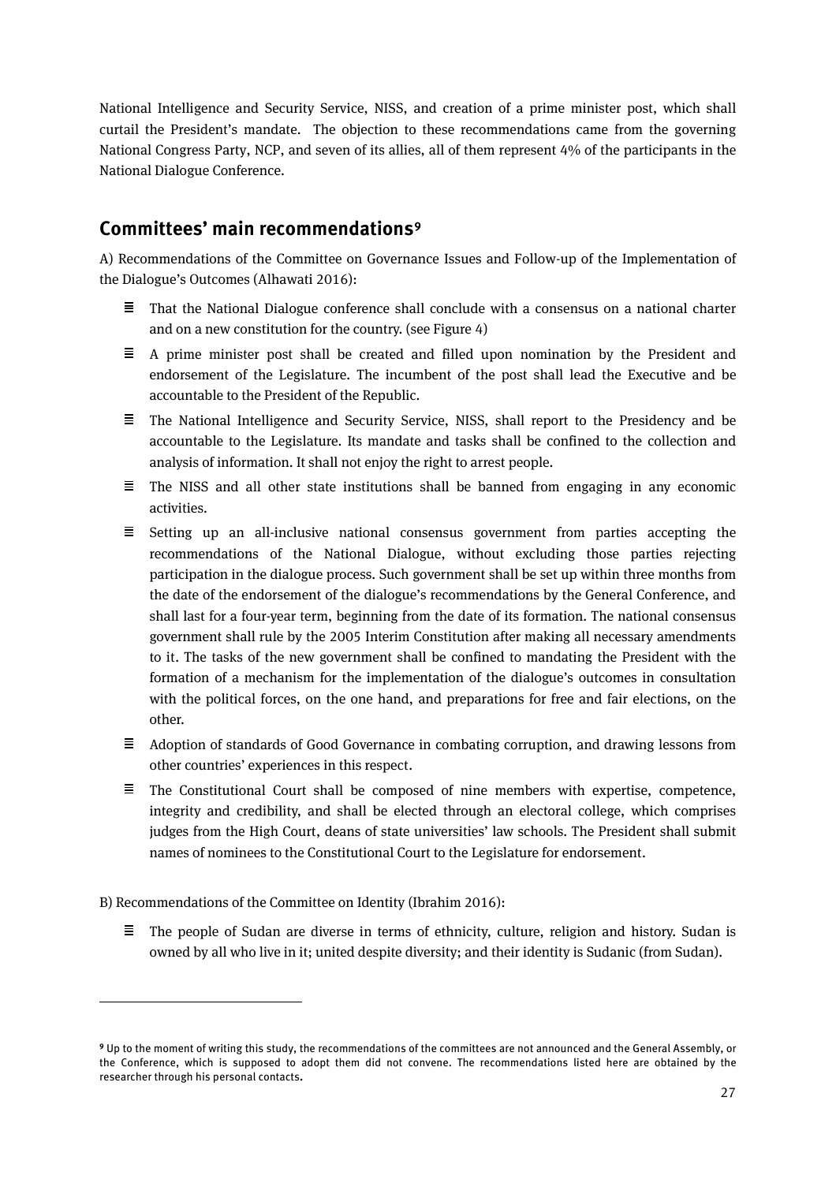National Intelligence and Security Service, NISS, and creation of a prime minister post, which shall curtail the President's mandate. The objection to these recommendations came from the governing National Congress Party, NCP, and seven of its allies, all of them represent 4% of the participants in the National Dialogue Conference.

## Committees' main recommendations[9]

A) Recommendations of the Committee on Governance Issues and Follow-up of the Implementation of the Dialogue's Outcomes (Alhawati 2016):

- That the National Dialogue conference shall conclude with a consensus on a national charter and on a new constitution for the country. (see Figure 4)
- A prime minister post shall be created and filled upon nomination by the President and endorsement of the Legislature. The incumbent of the post shall lead the Executive and be accountable to the President of the Republic.
- The National Intelligence and Security Service, NISS, shall report to the Presidency and be accountable to the Legislature. Its mandate and tasks shall be confined to the collection and analysis of information. It shall not enjoy the right to arrest people.
- The NISS and all other state institutions shall be banned from engaging in any economic activities.
- Setting up an all-inclusive national consensus government from parties accepting the recommendations of the National Dialogue, without excluding those parties rejecting participation in the dialogue process. Such government shall be set up within three months from the date of the endorsement of the dialogue's recommendations by the General Conference, and shall last for a four-year term, beginning from the date of its formation. The national consensus government shall rule by the 2005 Interim Constitution after making all necessary amendments to it. The tasks of the new government shall be confined to mandating the President with the formation of a mechanism for the implementation of the dialogue's outcomes in consultation with the political forces, on the one hand, and preparations for free and fair elections, on the other.
- Adoption of standards of Good Governance in combating corruption, and drawing lessons from other countries' experiences in this respect.
- The Constitutional Court shall be composed of nine members with expertise, competence, integrity and credibility, and shall be elected through an electoral college, which comprises judges from the High Court, deans of state universities' law schools. The President shall submit names of nominees to the Constitutional Court to the Legislature for endorsement.

B) Recommendations of the Committee on Identity (Ibrahim 2016):

- The people of Sudan are diverse in terms of ethnicity, culture, religion and history. Sudan is owned by all who live in it; united despite diversity; and their identity is Sudanic (from Sudan).

---

[9] Up to the moment of writing this study, the recommendations of the committees are not announced and the General Assembly, or the Conference, which is supposed to adopt them did not convene. The recommendations listed here are obtained by the researcher through his personal contacts.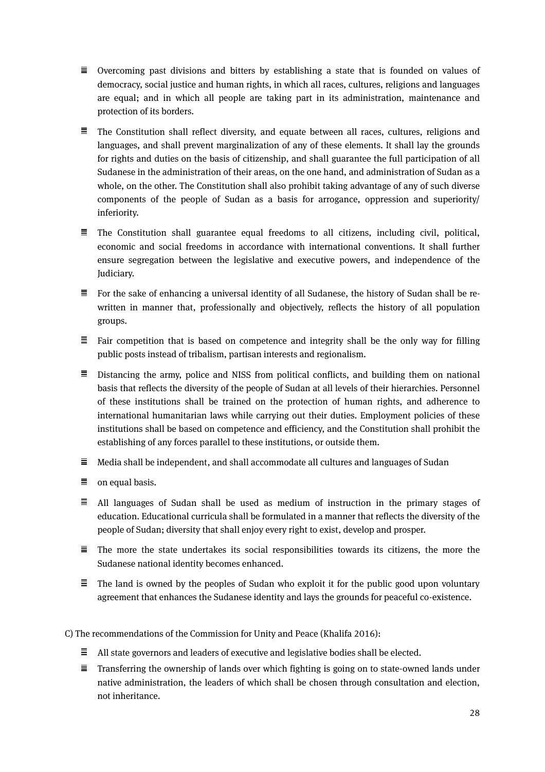- Overcoming past divisions and bitters by establishing a state that is founded on values of democracy, social justice and human rights, in which all races, cultures, religions and languages are equal; and in which all people are taking part in its administration, maintenance and protection of its borders.

- The Constitution shall reflect diversity, and equate between all races, cultures, religions and languages, and shall prevent marginalization of any of these elements. It shall lay the grounds for rights and duties on the basis of citizenship, and shall guarantee the full participation of all Sudanese in the administration of their areas, on the one hand, and administration of Sudan as a whole, on the other. The Constitution shall also prohibit taking advantage of any of such diverse components of the people of Sudan as a basis for arrogance, oppression and superiority/ inferiority.

- The Constitution shall guarantee equal freedoms to all citizens, including civil, political, economic and social freedoms in accordance with international conventions. It shall further ensure segregation between the legislative and executive powers, and independence of the Judiciary.

- For the sake of enhancing a universal identity of all Sudanese, the history of Sudan shall be re-written in manner that, professionally and objectively, reflects the history of all population groups.

- Fair competition that is based on competence and integrity shall be the only way for filling public posts instead of tribalism, partisan interests and regionalism.

- Distancing the army, police and NISS from political conflicts, and building them on national basis that reflects the diversity of the people of Sudan at all levels of their hierarchies. Personnel of these institutions shall be trained on the protection of human rights, and adherence to international humanitarian laws while carrying out their duties. Employment policies of these institutions shall be based on competence and efficiency, and the Constitution shall prohibit the establishing of any forces parallel to these institutions, or outside them.

- Media shall be independent, and shall accommodate all cultures and languages of Sudan

- on equal basis.

- All languages of Sudan shall be used as medium of instruction in the primary stages of education. Educational curricula shall be formulated in a manner that reflects the diversity of the people of Sudan; diversity that shall enjoy every right to exist, develop and prosper.

- The more the state undertakes its social responsibilities towards its citizens, the more the Sudanese national identity becomes enhanced.

- The land is owned by the peoples of Sudan who exploit it for the public good upon voluntary agreement that enhances the Sudanese identity and lays the grounds for peaceful co-existence.

C) The recommendations of the Commission for Unity and Peace (Khalifa 2016):

- All state governors and leaders of executive and legislative bodies shall be elected.
- Transferring the ownership of lands over which fighting is going on to state-owned lands under native administration, the leaders of which shall be chosen through consultation and election, not inheritance.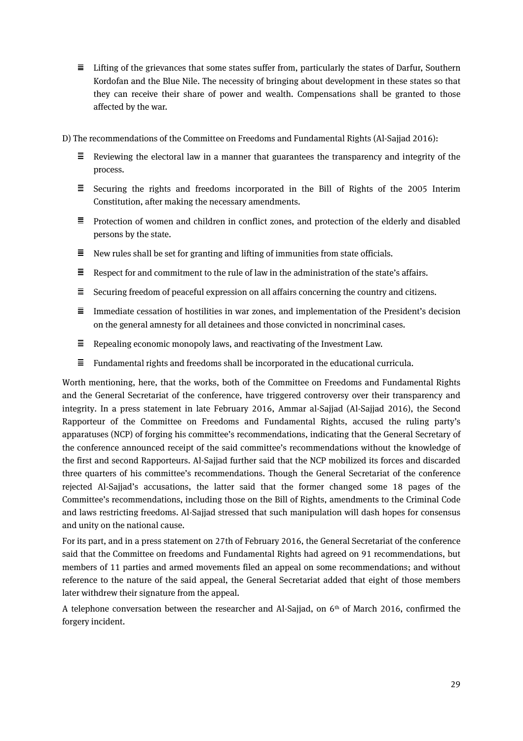- Lifting of the grievances that some states suffer from, particularly the states of Darfur, Southern Kordofan and the Blue Nile. The necessity of bringing about development in these states so that they can receive their share of power and wealth. Compensations shall be granted to those affected by the war.

D) The recommendations of the Committee on Freedoms and Fundamental Rights (Al-Sajjad 2016):

- Reviewing the electoral law in a manner that guarantees the transparency and integrity of the process.
- Securing the rights and freedoms incorporated in the Bill of Rights of the 2005 Interim Constitution, after making the necessary amendments.
- Protection of women and children in conflict zones, and protection of the elderly and disabled persons by the state.
- New rules shall be set for granting and lifting of immunities from state officials.
- Respect for and commitment to the rule of law in the administration of the state's affairs.
- Securing freedom of peaceful expression on all affairs concerning the country and citizens.
- Immediate cessation of hostilities in war zones, and implementation of the President's decision on the general amnesty for all detainees and those convicted in noncriminal cases.
- Repealing economic monopoly laws, and reactivating of the Investment Law.
- Fundamental rights and freedoms shall be incorporated in the educational curricula.

Worth mentioning, here, that the works, both of the Committee on Freedoms and Fundamental Rights and the General Secretariat of the conference, have triggered controversy over their transparency and integrity. In a press statement in late February 2016, Ammar al-Sajjad (Al-Sajjad 2016), the Second Rapporteur of the Committee on Freedoms and Fundamental Rights, accused the ruling party's apparatuses (NCP) of forging his committee's recommendations, indicating that the General Secretary of the conference announced receipt of the said committee's recommendations without the knowledge of the first and second Rapporteurs. Al-Sajjad further said that the NCP mobilized its forces and discarded three quarters of his committee's recommendations. Though the General Secretariat of the conference rejected Al-Sajjad's accusations, the latter said that the former changed some 18 pages of the Committee's recommendations, including those on the Bill of Rights, amendments to the Criminal Code and laws restricting freedoms. Al-Sajjad stressed that such manipulation will dash hopes for consensus and unity on the national cause.

For its part, and in a press statement on 27th of February 2016, the General Secretariat of the conference said that the Committee on freedoms and Fundamental Rights had agreed on 91 recommendations, but members of 11 parties and armed movements filed an appeal on some recommendations; and without reference to the nature of the said appeal, the General Secretariat added that eight of those members later withdrew their signature from the appeal.

A telephone conversation between the researcher and Al-Sajjad, on 6th of March 2016, confirmed the forgery incident.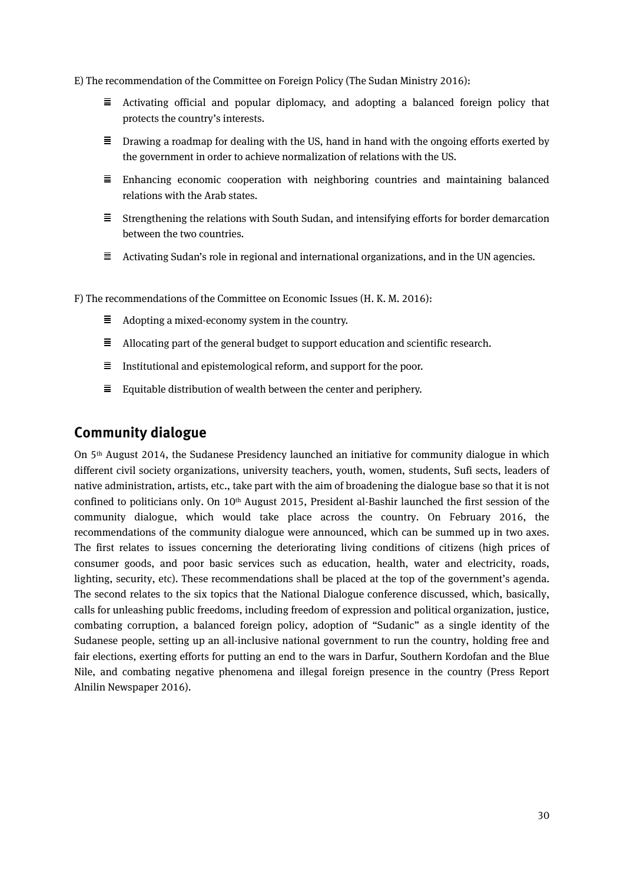E) The recommendation of the Committee on Foreign Policy (The Sudan Ministry 2016):

- Activating official and popular diplomacy, and adopting a balanced foreign policy that protects the country's interests.
- Drawing a roadmap for dealing with the US, hand in hand with the ongoing efforts exerted by the government in order to achieve normalization of relations with the US.
- Enhancing economic cooperation with neighboring countries and maintaining balanced relations with the Arab states.
- Strengthening the relations with South Sudan, and intensifying efforts for border demarcation between the two countries.
- Activating Sudan's role in regional and international organizations, and in the UN agencies.

F) The recommendations of the Committee on Economic Issues (H. K. M. 2016):

- Adopting a mixed-economy system in the country.
- Allocating part of the general budget to support education and scientific research.
- Institutional and epistemological reform, and support for the poor.
- Equitable distribution of wealth between the center and periphery.

## Community dialogue

On 5th August 2014, the Sudanese Presidency launched an initiative for community dialogue in which different civil society organizations, university teachers, youth, women, students, Sufi sects, leaders of native administration, artists, etc., take part with the aim of broadening the dialogue base so that it is not confined to politicians only. On 10th August 2015, President al-Bashir launched the first session of the community dialogue, which would take place across the country. On February 2016, the recommendations of the community dialogue were announced, which can be summed up in two axes. The first relates to issues concerning the deteriorating living conditions of citizens (high prices of consumer goods, and poor basic services such as education, health, water and electricity, roads, lighting, security, etc). These recommendations shall be placed at the top of the government's agenda. The second relates to the six topics that the National Dialogue conference discussed, which, basically, calls for unleashing public freedoms, including freedom of expression and political organization, justice, combating corruption, a balanced foreign policy, adoption of "Sudanic" as a single identity of the Sudanese people, setting up an all-inclusive national government to run the country, holding free and fair elections, exerting efforts for putting an end to the wars in Darfur, Southern Kordofan and the Blue Nile, and combating negative phenomena and illegal foreign presence in the country (Press Report Alnilin Newspaper 2016).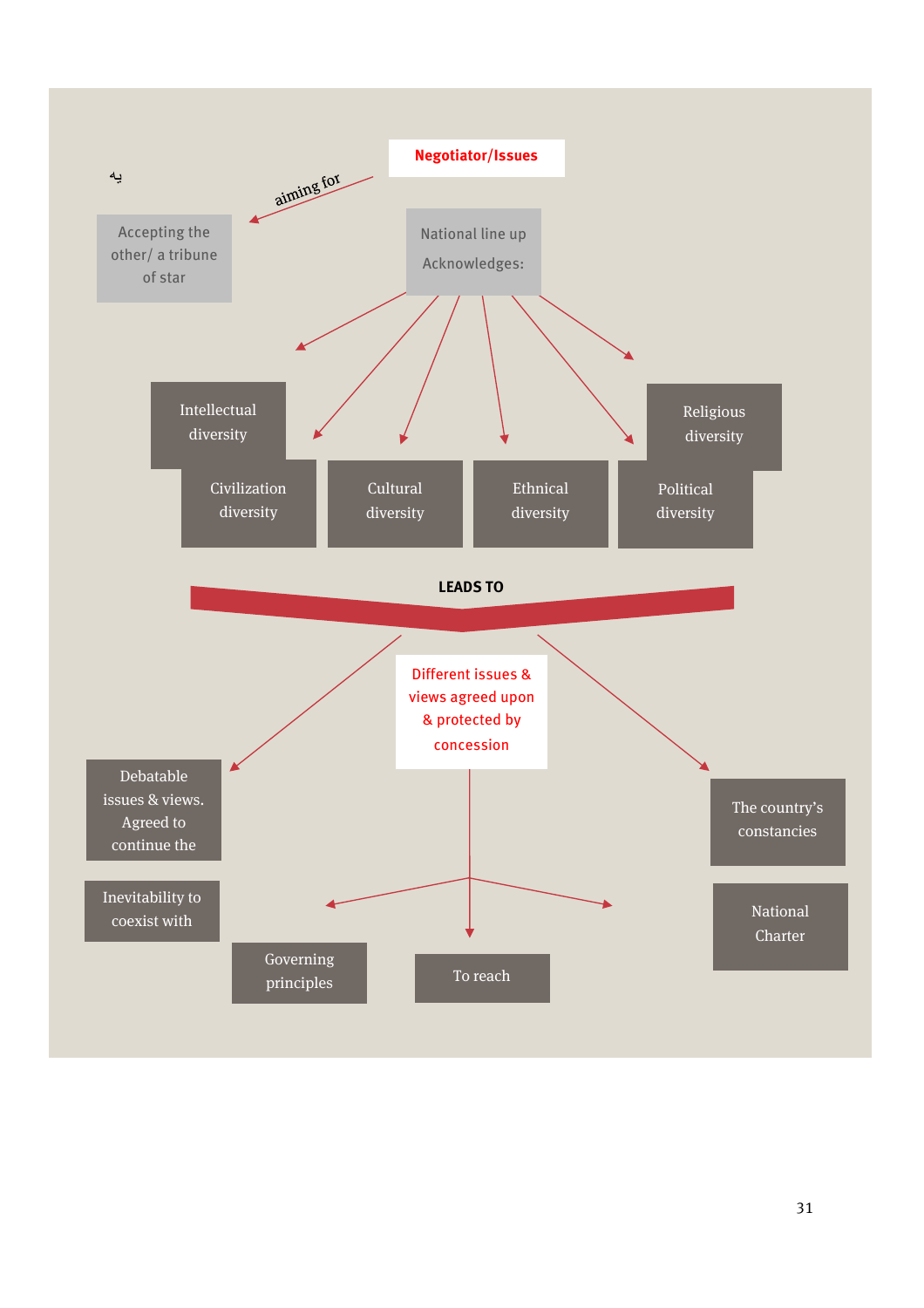**Negotiator/Issues**

يه

aiming for

Accepting the other/ a tribune of star

National line up Acknowledges:

- Intellectual diversity
- Religious diversity
- Civilization diversity
- Cultural diversity
- Ethnical diversity
- Political diversity

**LEADS TO**

Different issues & views agreed upon & protected by concession

- Debatable issues & views. Agreed to continue the
- Inevitability to coexist with
- Governing principles
- To reach
- The country's constancies
- National Charter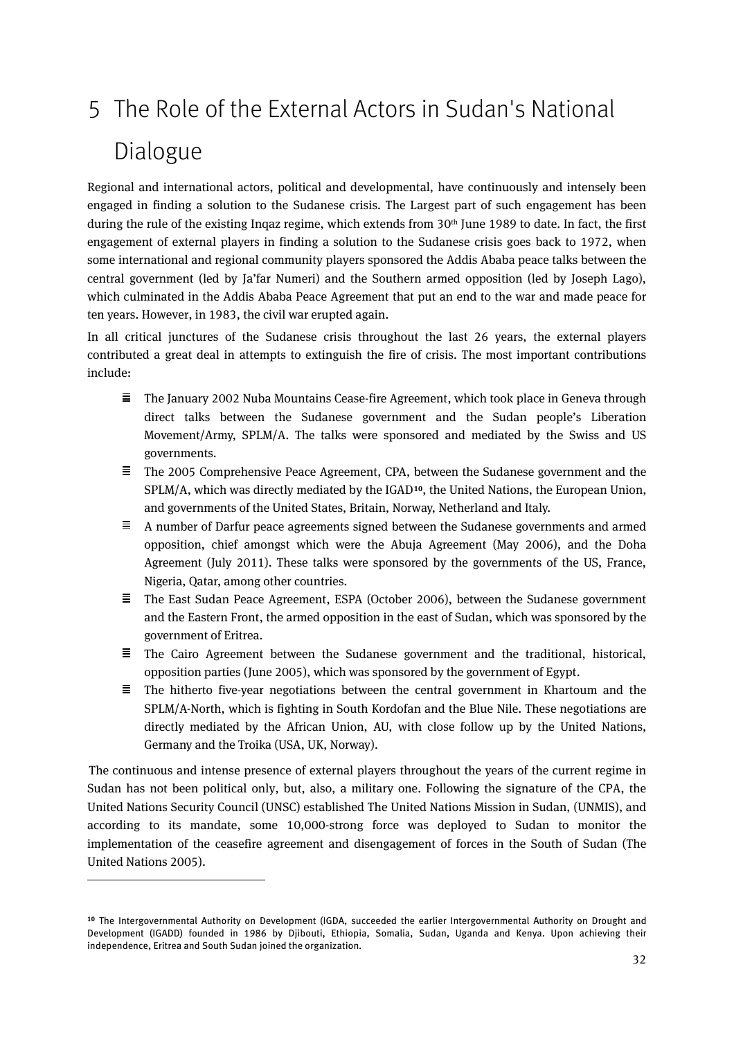# 5 The Role of the External Actors in Sudan's National Dialogue

Regional and international actors, political and developmental, have continuously and intensely been engaged in finding a solution to the Sudanese crisis. The Largest part of such engagement has been during the rule of the existing Inqaz regime, which extends from 30th June 1989 to date. In fact, the first engagement of external players in finding a solution to the Sudanese crisis goes back to 1972, when some international and regional community players sponsored the Addis Ababa peace talks between the central government (led by Ja'far Numeri) and the Southern armed opposition (led by Joseph Lago), which culminated in the Addis Ababa Peace Agreement that put an end to the war and made peace for ten years. However, in 1983, the civil war erupted again.

In all critical junctures of the Sudanese crisis throughout the last 26 years, the external players contributed a great deal in attempts to extinguish the fire of crisis. The most important contributions include:

- The January 2002 Nuba Mountains Cease-fire Agreement, which took place in Geneva through direct talks between the Sudanese government and the Sudan people's Liberation Movement/Army, SPLM/A. The talks were sponsored and mediated by the Swiss and US governments.
- The 2005 Comprehensive Peace Agreement, CPA, between the Sudanese government and the SPLM/A, which was directly mediated by the IGAD[10], the United Nations, the European Union, and governments of the United States, Britain, Norway, Netherland and Italy.
- A number of Darfur peace agreements signed between the Sudanese governments and armed opposition, chief amongst which were the Abuja Agreement (May 2006), and the Doha Agreement (July 2011). These talks were sponsored by the governments of the US, France, Nigeria, Qatar, among other countries.
- The East Sudan Peace Agreement, ESPA (October 2006), between the Sudanese government and the Eastern Front, the armed opposition in the east of Sudan, which was sponsored by the government of Eritrea.
- The Cairo Agreement between the Sudanese government and the traditional, historical, opposition parties (June 2005), which was sponsored by the government of Egypt.
- The hitherto five-year negotiations between the central government in Khartoum and the SPLM/A-North, which is fighting in South Kordofan and the Blue Nile. These negotiations are directly mediated by the African Union, AU, with close follow up by the United Nations, Germany and the Troika (USA, UK, Norway).

The continuous and intense presence of external players throughout the years of the current regime in Sudan has not been political only, but, also, a military one. Following the signature of the CPA, the United Nations Security Council (UNSC) established The United Nations Mission in Sudan, (UNMIS), and according to its mandate, some 10,000-strong force was deployed to Sudan to monitor the implementation of the ceasefire agreement and disengagement of forces in the South of Sudan (The United Nations 2005).

---

[10] The Intergovernmental Authority on Development (IGDA, succeeded the earlier Intergovernmental Authority on Drought and Development (IGADD) founded in 1986 by Djibouti, Ethiopia, Somalia, Sudan, Uganda and Kenya. Upon achieving their independence, Eritrea and South Sudan joined the organization.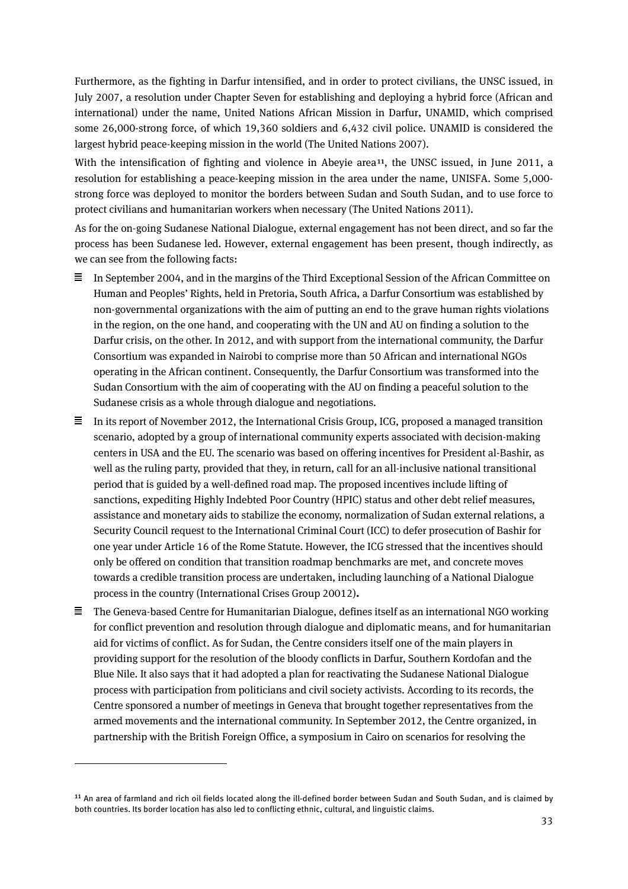Furthermore, as the fighting in Darfur intensified, and in order to protect civilians, the UNSC issued, in July 2007, a resolution under Chapter Seven for establishing and deploying a hybrid force (African and international) under the name, United Nations African Mission in Darfur, UNAMID, which comprised some 26,000-strong force, of which 19,360 soldiers and 6,432 civil police. UNAMID is considered the largest hybrid peace-keeping mission in the world (The United Nations 2007).

With the intensification of fighting and violence in Abeyie area[11], the UNSC issued, in June 2011, a resolution for establishing a peace-keeping mission in the area under the name, UNISFA. Some 5,000-strong force was deployed to monitor the borders between Sudan and South Sudan, and to use force to protect civilians and humanitarian workers when necessary (The United Nations 2011).

As for the on-going Sudanese National Dialogue, external engagement has not been direct, and so far the process has been Sudanese led. However, external engagement has been present, though indirectly, as we can see from the following facts:

- In September 2004, and in the margins of the Third Exceptional Session of the African Committee on Human and Peoples' Rights, held in Pretoria, South Africa, a Darfur Consortium was established by non-governmental organizations with the aim of putting an end to the grave human rights violations in the region, on the one hand, and cooperating with the UN and AU on finding a solution to the Darfur crisis, on the other. In 2012, and with support from the international community, the Darfur Consortium was expanded in Nairobi to comprise more than 50 African and international NGOs operating in the African continent. Consequently, the Darfur Consortium was transformed into the Sudan Consortium with the aim of cooperating with the AU on finding a peaceful solution to the Sudanese crisis as a whole through dialogue and negotiations.
- In its report of November 2012, the International Crisis Group, ICG, proposed a managed transition scenario, adopted by a group of international community experts associated with decision-making centers in USA and the EU. The scenario was based on offering incentives for President al-Bashir, as well as the ruling party, provided that they, in return, call for an all-inclusive national transitional period that is guided by a well-defined road map. The proposed incentives include lifting of sanctions, expediting Highly Indebted Poor Country (HPIC) status and other debt relief measures, assistance and monetary aids to stabilize the economy, normalization of Sudan external relations, a Security Council request to the International Criminal Court (ICC) to defer prosecution of Bashir for one year under Article 16 of the Rome Statute. However, the ICG stressed that the incentives should only be offered on condition that transition roadmap benchmarks are met, and concrete moves towards a credible transition process are undertaken, including launching of a National Dialogue process in the country (International Crises Group 20012).
- The Geneva-based Centre for Humanitarian Dialogue, defines itself as an international NGO working for conflict prevention and resolution through dialogue and diplomatic means, and for humanitarian aid for victims of conflict. As for Sudan, the Centre considers itself one of the main players in providing support for the resolution of the bloody conflicts in Darfur, Southern Kordofan and the Blue Nile. It also says that it had adopted a plan for reactivating the Sudanese National Dialogue process with participation from politicians and civil society activists. According to its records, the Centre sponsored a number of meetings in Geneva that brought together representatives from the armed movements and the international community. In September 2012, the Centre organized, in partnership with the British Foreign Office, a symposium in Cairo on scenarios for resolving the

---

[11] An area of farmland and rich oil fields located along the ill-defined border between Sudan and South Sudan, and is claimed by both countries. Its border location has also led to conflicting ethnic, cultural, and linguistic claims.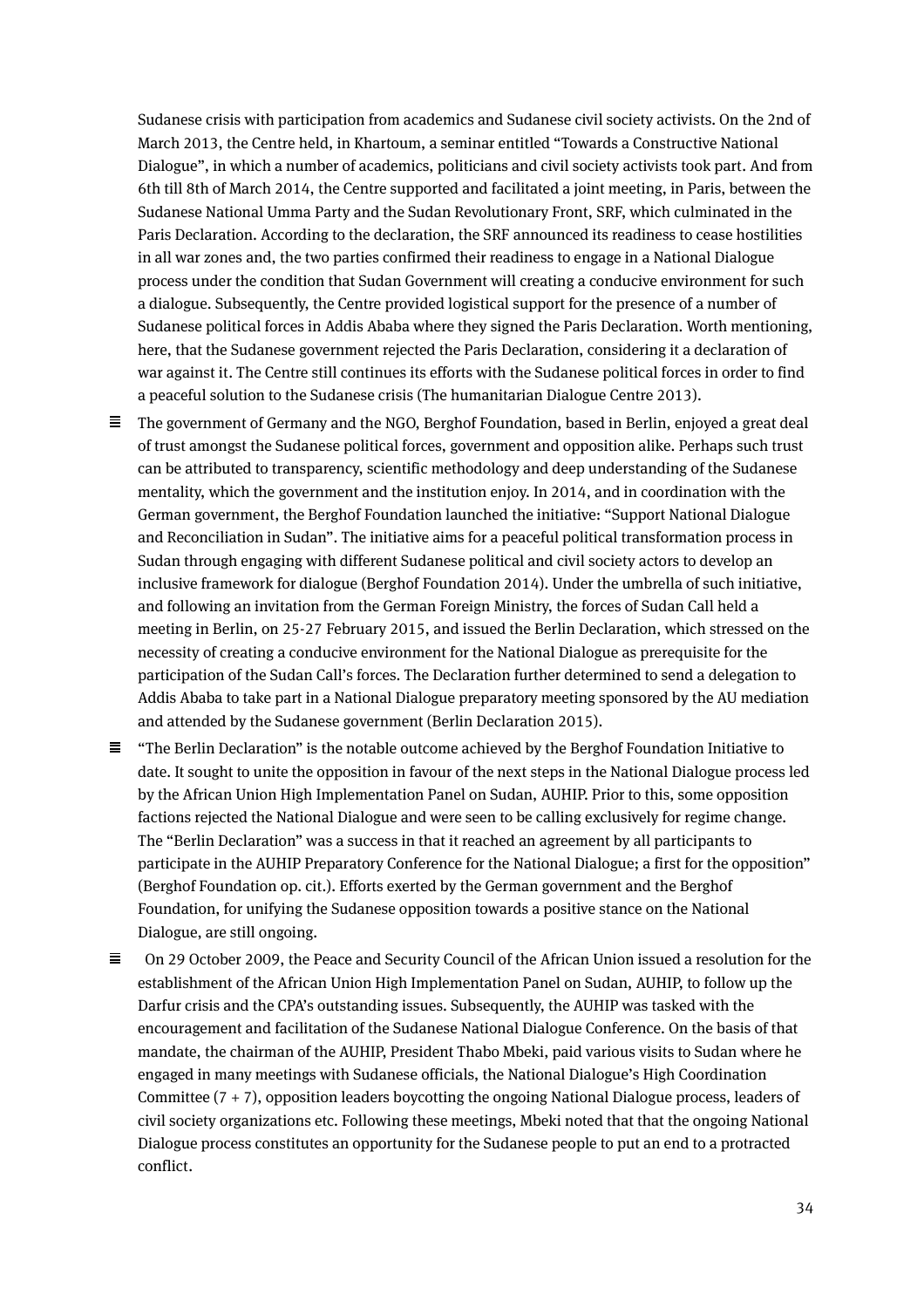Sudanese crisis with participation from academics and Sudanese civil society activists. On the 2nd of March 2013, the Centre held, in Khartoum, a seminar entitled "Towards a Constructive National Dialogue", in which a number of academics, politicians and civil society activists took part. And from 6th till 8th of March 2014, the Centre supported and facilitated a joint meeting, in Paris, between the Sudanese National Umma Party and the Sudan Revolutionary Front, SRF, which culminated in the Paris Declaration. According to the declaration, the SRF announced its readiness to cease hostilities in all war zones and, the two parties confirmed their readiness to engage in a National Dialogue process under the condition that Sudan Government will creating a conducive environment for such a dialogue. Subsequently, the Centre provided logistical support for the presence of a number of Sudanese political forces in Addis Ababa where they signed the Paris Declaration. Worth mentioning, here, that the Sudanese government rejected the Paris Declaration, considering it a declaration of war against it. The Centre still continues its efforts with the Sudanese political forces in order to find a peaceful solution to the Sudanese crisis (The humanitarian Dialogue Centre 2013).

- The government of Germany and the NGO, Berghof Foundation, based in Berlin, enjoyed a great deal of trust amongst the Sudanese political forces, government and opposition alike. Perhaps such trust can be attributed to transparency, scientific methodology and deep understanding of the Sudanese mentality, which the government and the institution enjoy. In 2014, and in coordination with the German government, the Berghof Foundation launched the initiative: "Support National Dialogue and Reconciliation in Sudan". The initiative aims for a peaceful political transformation process in Sudan through engaging with different Sudanese political and civil society actors to develop an inclusive framework for dialogue (Berghof Foundation 2014). Under the umbrella of such initiative, and following an invitation from the German Foreign Ministry, the forces of Sudan Call held a meeting in Berlin, on 25-27 February 2015, and issued the Berlin Declaration, which stressed on the necessity of creating a conducive environment for the National Dialogue as prerequisite for the participation of the Sudan Call's forces. The Declaration further determined to send a delegation to Addis Ababa to take part in a National Dialogue preparatory meeting sponsored by the AU mediation and attended by the Sudanese government (Berlin Declaration 2015).
- "The Berlin Declaration" is the notable outcome achieved by the Berghof Foundation Initiative to date. It sought to unite the opposition in favour of the next steps in the National Dialogue process led by the African Union High Implementation Panel on Sudan, AUHIP. Prior to this, some opposition factions rejected the National Dialogue and were seen to be calling exclusively for regime change. The "Berlin Declaration" was a success in that it reached an agreement by all participants to participate in the AUHIP Preparatory Conference for the National Dialogue; a first for the opposition" (Berghof Foundation op. cit.). Efforts exerted by the German government and the Berghof Foundation, for unifying the Sudanese opposition towards a positive stance on the National Dialogue, are still ongoing.
- On 29 October 2009, the Peace and Security Council of the African Union issued a resolution for the establishment of the African Union High Implementation Panel on Sudan, AUHIP, to follow up the Darfur crisis and the CPA's outstanding issues. Subsequently, the AUHIP was tasked with the encouragement and facilitation of the Sudanese National Dialogue Conference. On the basis of that mandate, the chairman of the AUHIP, President Thabo Mbeki, paid various visits to Sudan where he engaged in many meetings with Sudanese officials, the National Dialogue's High Coordination Committee (7 + 7), opposition leaders boycotting the ongoing National Dialogue process, leaders of civil society organizations etc. Following these meetings, Mbeki noted that that the ongoing National Dialogue process constitutes an opportunity for the Sudanese people to put an end to a protracted conflict.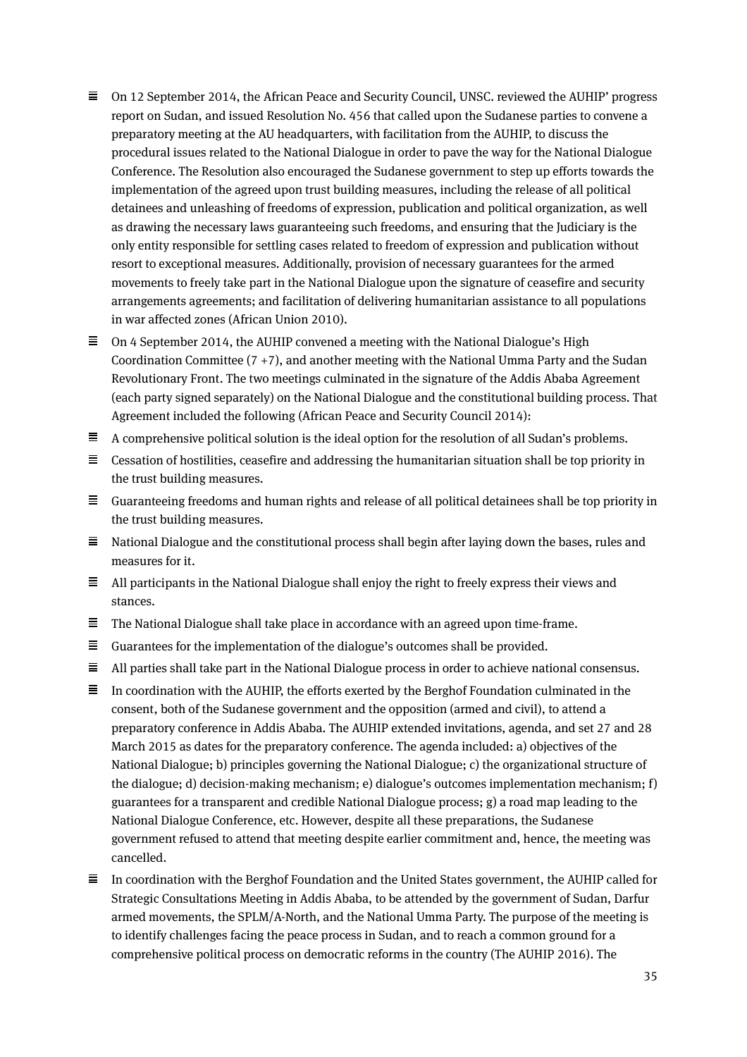- On 12 September 2014, the African Peace and Security Council, UNSC. reviewed the AUHIP' progress report on Sudan, and issued Resolution No. 456 that called upon the Sudanese parties to convene a preparatory meeting at the AU headquarters, with facilitation from the AUHIP, to discuss the procedural issues related to the National Dialogue in order to pave the way for the National Dialogue Conference. The Resolution also encouraged the Sudanese government to step up efforts towards the implementation of the agreed upon trust building measures, including the release of all political detainees and unleashing of freedoms of expression, publication and political organization, as well as drawing the necessary laws guaranteeing such freedoms, and ensuring that the Judiciary is the only entity responsible for settling cases related to freedom of expression and publication without resort to exceptional measures. Additionally, provision of necessary guarantees for the armed movements to freely take part in the National Dialogue upon the signature of ceasefire and security arrangements agreements; and facilitation of delivering humanitarian assistance to all populations in war affected zones (African Union 2010).
- On 4 September 2014, the AUHIP convened a meeting with the National Dialogue's High Coordination Committee (7 +7), and another meeting with the National Umma Party and the Sudan Revolutionary Front. The two meetings culminated in the signature of the Addis Ababa Agreement (each party signed separately) on the National Dialogue and the constitutional building process. That Agreement included the following (African Peace and Security Council 2014):
- A comprehensive political solution is the ideal option for the resolution of all Sudan's problems.
- Cessation of hostilities, ceasefire and addressing the humanitarian situation shall be top priority in the trust building measures.
- Guaranteeing freedoms and human rights and release of all political detainees shall be top priority in the trust building measures.
- National Dialogue and the constitutional process shall begin after laying down the bases, rules and measures for it.
- All participants in the National Dialogue shall enjoy the right to freely express their views and stances.
- The National Dialogue shall take place in accordance with an agreed upon time-frame.
- Guarantees for the implementation of the dialogue's outcomes shall be provided.
- All parties shall take part in the National Dialogue process in order to achieve national consensus.
- In coordination with the AUHIP, the efforts exerted by the Berghof Foundation culminated in the consent, both of the Sudanese government and the opposition (armed and civil), to attend a preparatory conference in Addis Ababa. The AUHIP extended invitations, agenda, and set 27 and 28 March 2015 as dates for the preparatory conference. The agenda included: a) objectives of the National Dialogue; b) principles governing the National Dialogue; c) the organizational structure of the dialogue; d) decision-making mechanism; e) dialogue's outcomes implementation mechanism; f) guarantees for a transparent and credible National Dialogue process; g) a road map leading to the National Dialogue Conference, etc. However, despite all these preparations, the Sudanese government refused to attend that meeting despite earlier commitment and, hence, the meeting was cancelled.
- In coordination with the Berghof Foundation and the United States government, the AUHIP called for Strategic Consultations Meeting in Addis Ababa, to be attended by the government of Sudan, Darfur armed movements, the SPLM/A-North, and the National Umma Party. The purpose of the meeting is to identify challenges facing the peace process in Sudan, and to reach a common ground for a comprehensive political process on democratic reforms in the country (The AUHIP 2016). The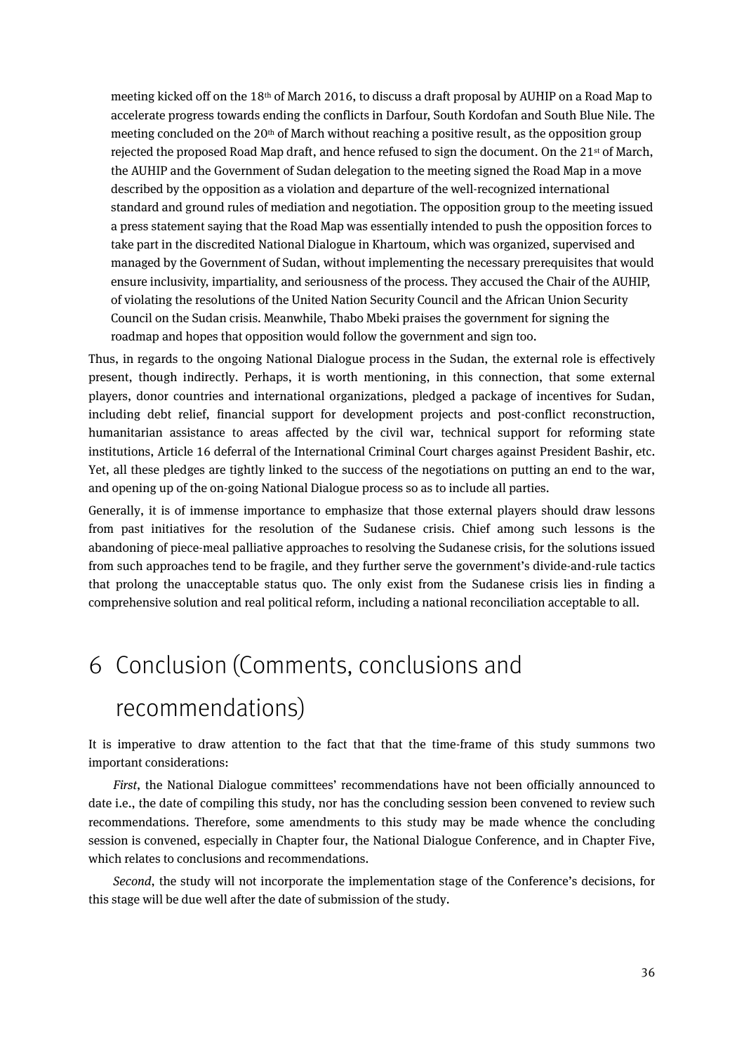meeting kicked off on the 18th of March 2016, to discuss a draft proposal by AUHIP on a Road Map to accelerate progress towards ending the conflicts in Darfour, South Kordofan and South Blue Nile. The meeting concluded on the 20th of March without reaching a positive result, as the opposition group rejected the proposed Road Map draft, and hence refused to sign the document. On the 21st of March, the AUHIP and the Government of Sudan delegation to the meeting signed the Road Map in a move described by the opposition as a violation and departure of the well-recognized international standard and ground rules of mediation and negotiation. The opposition group to the meeting issued a press statement saying that the Road Map was essentially intended to push the opposition forces to take part in the discredited National Dialogue in Khartoum, which was organized, supervised and managed by the Government of Sudan, without implementing the necessary prerequisites that would ensure inclusivity, impartiality, and seriousness of the process. They accused the Chair of the AUHIP, of violating the resolutions of the United Nation Security Council and the African Union Security Council on the Sudan crisis. Meanwhile, Thabo Mbeki praises the government for signing the roadmap and hopes that opposition would follow the government and sign too.

Thus, in regards to the ongoing National Dialogue process in the Sudan, the external role is effectively present, though indirectly. Perhaps, it is worth mentioning, in this connection, that some external players, donor countries and international organizations, pledged a package of incentives for Sudan, including debt relief, financial support for development projects and post-conflict reconstruction, humanitarian assistance to areas affected by the civil war, technical support for reforming state institutions, Article 16 deferral of the International Criminal Court charges against President Bashir, etc. Yet, all these pledges are tightly linked to the success of the negotiations on putting an end to the war, and opening up of the on-going National Dialogue process so as to include all parties.

Generally, it is of immense importance to emphasize that those external players should draw lessons from past initiatives for the resolution of the Sudanese crisis. Chief among such lessons is the abandoning of piece-meal palliative approaches to resolving the Sudanese crisis, for the solutions issued from such approaches tend to be fragile, and they further serve the government's divide-and-rule tactics that prolong the unacceptable status quo. The only exist from the Sudanese crisis lies in finding a comprehensive solution and real political reform, including a national reconciliation acceptable to all.

# 6 Conclusion (Comments, conclusions and recommendations)

It is imperative to draw attention to the fact that that the time-frame of this study summons two important considerations:

*First*, the National Dialogue committees' recommendations have not been officially announced to date i.e., the date of compiling this study, nor has the concluding session been convened to review such recommendations. Therefore, some amendments to this study may be made whence the concluding session is convened, especially in Chapter four, the National Dialogue Conference, and in Chapter Five, which relates to conclusions and recommendations.

*Second*, the study will not incorporate the implementation stage of the Conference's decisions, for this stage will be due well after the date of submission of the study.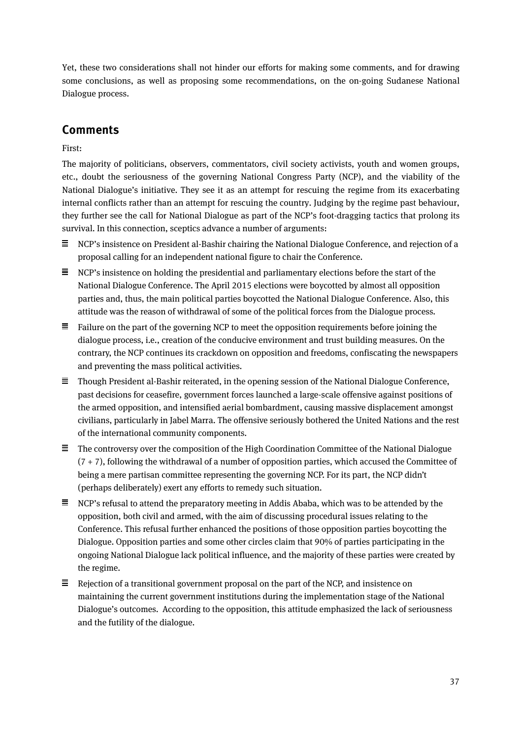Yet, these two considerations shall not hinder our efforts for making some comments, and for drawing some conclusions, as well as proposing some recommendations, on the on-going Sudanese National Dialogue process.

## Comments

First:

The majority of politicians, observers, commentators, civil society activists, youth and women groups, etc., doubt the seriousness of the governing National Congress Party (NCP), and the viability of the National Dialogue's initiative. They see it as an attempt for rescuing the regime from its exacerbating internal conflicts rather than an attempt for rescuing the country. Judging by the regime past behaviour, they further see the call for National Dialogue as part of the NCP's foot-dragging tactics that prolong its survival. In this connection, sceptics advance a number of arguments:

- NCP's insistence on President al-Bashir chairing the National Dialogue Conference, and rejection of a proposal calling for an independent national figure to chair the Conference.
- NCP's insistence on holding the presidential and parliamentary elections before the start of the National Dialogue Conference. The April 2015 elections were boycotted by almost all opposition parties and, thus, the main political parties boycotted the National Dialogue Conference. Also, this attitude was the reason of withdrawal of some of the political forces from the Dialogue process.
- Failure on the part of the governing NCP to meet the opposition requirements before joining the dialogue process, i.e., creation of the conducive environment and trust building measures. On the contrary, the NCP continues its crackdown on opposition and freedoms, confiscating the newspapers and preventing the mass political activities.
- Though President al-Bashir reiterated, in the opening session of the National Dialogue Conference, past decisions for ceasefire, government forces launched a large-scale offensive against positions of the armed opposition, and intensified aerial bombardment, causing massive displacement amongst civilians, particularly in Jabel Marra. The offensive seriously bothered the United Nations and the rest of the international community components.
- The controversy over the composition of the High Coordination Committee of the National Dialogue (7 + 7), following the withdrawal of a number of opposition parties, which accused the Committee of being a mere partisan committee representing the governing NCP. For its part, the NCP didn't (perhaps deliberately) exert any efforts to remedy such situation.
- NCP's refusal to attend the preparatory meeting in Addis Ababa, which was to be attended by the opposition, both civil and armed, with the aim of discussing procedural issues relating to the Conference. This refusal further enhanced the positions of those opposition parties boycotting the Dialogue. Opposition parties and some other circles claim that 90% of parties participating in the ongoing National Dialogue lack political influence, and the majority of these parties were created by the regime.
- Rejection of a transitional government proposal on the part of the NCP, and insistence on maintaining the current government institutions during the implementation stage of the National Dialogue's outcomes. According to the opposition, this attitude emphasized the lack of seriousness and the futility of the dialogue.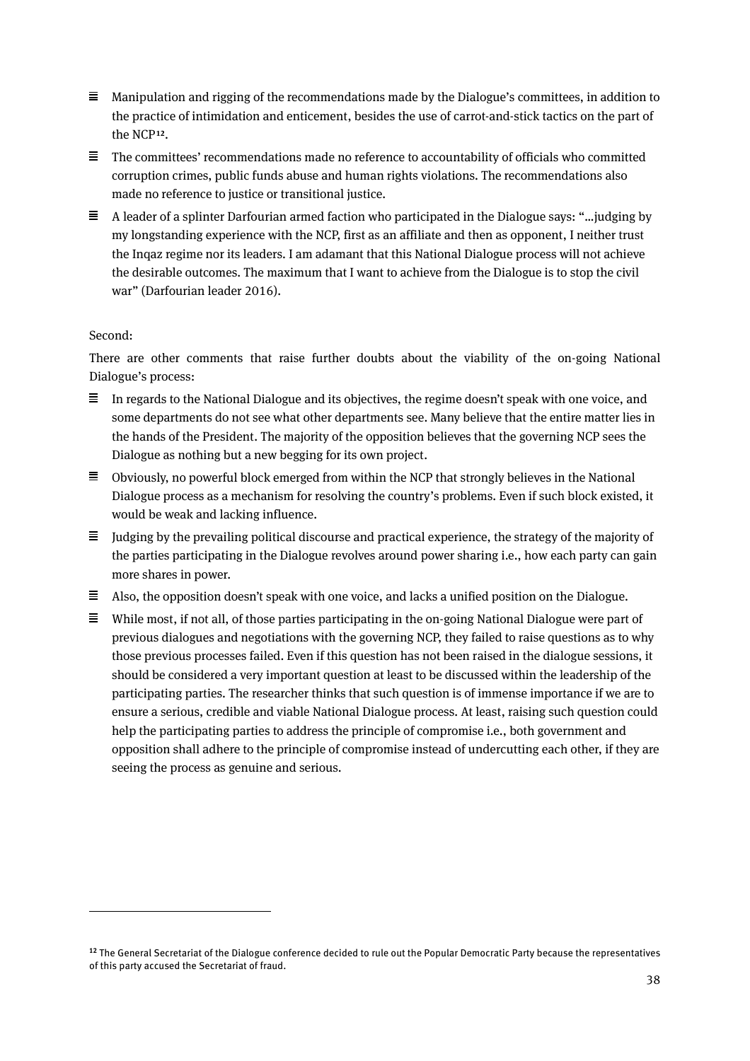- Manipulation and rigging of the recommendations made by the Dialogue's committees, in addition to the practice of intimidation and enticement, besides the use of carrot-and-stick tactics on the part of the NCP[12].
- The committees' recommendations made no reference to accountability of officials who committed corruption crimes, public funds abuse and human rights violations. The recommendations also made no reference to justice or transitional justice.
- A leader of a splinter Darfourian armed faction who participated in the Dialogue says: "…judging by my longstanding experience with the NCP, first as an affiliate and then as opponent, I neither trust the Inqaz regime nor its leaders. I am adamant that this National Dialogue process will not achieve the desirable outcomes. The maximum that I want to achieve from the Dialogue is to stop the civil war" (Darfourian leader 2016).

Second:

There are other comments that raise further doubts about the viability of the on-going National Dialogue's process:

- In regards to the National Dialogue and its objectives, the regime doesn't speak with one voice, and some departments do not see what other departments see. Many believe that the entire matter lies in the hands of the President. The majority of the opposition believes that the governing NCP sees the Dialogue as nothing but a new begging for its own project.
- Obviously, no powerful block emerged from within the NCP that strongly believes in the National Dialogue process as a mechanism for resolving the country's problems. Even if such block existed, it would be weak and lacking influence.
- Judging by the prevailing political discourse and practical experience, the strategy of the majority of the parties participating in the Dialogue revolves around power sharing i.e., how each party can gain more shares in power.
- Also, the opposition doesn't speak with one voice, and lacks a unified position on the Dialogue.
- While most, if not all, of those parties participating in the on-going National Dialogue were part of previous dialogues and negotiations with the governing NCP, they failed to raise questions as to why those previous processes failed. Even if this question has not been raised in the dialogue sessions, it should be considered a very important question at least to be discussed within the leadership of the participating parties. The researcher thinks that such question is of immense importance if we are to ensure a serious, credible and viable National Dialogue process. At least, raising such question could help the participating parties to address the principle of compromise i.e., both government and opposition shall adhere to the principle of compromise instead of undercutting each other, if they are seeing the process as genuine and serious.

---

[12] The General Secretariat of the Dialogue conference decided to rule out the Popular Democratic Party because the representatives of this party accused the Secretariat of fraud.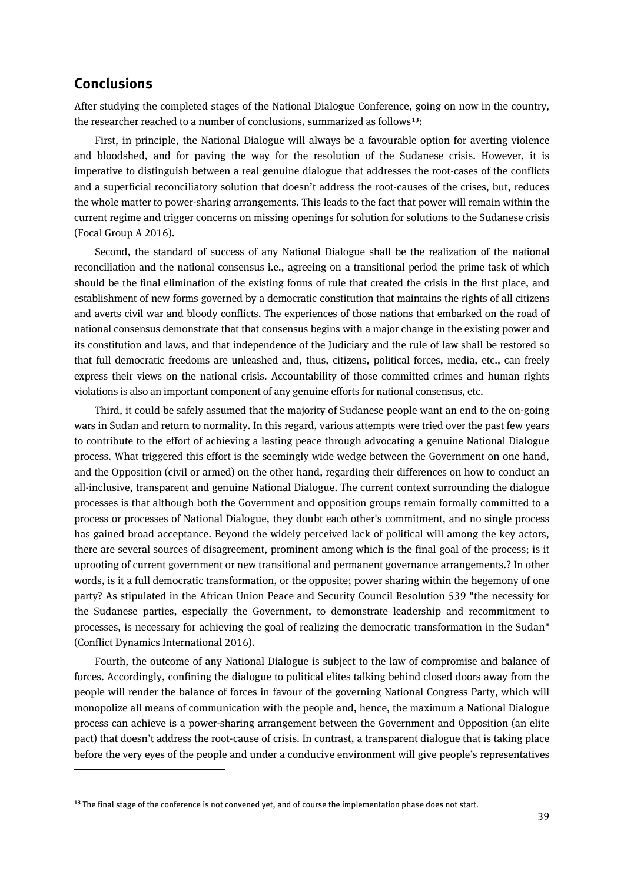## Conclusions

After studying the completed stages of the National Dialogue Conference, going on now in the country, the researcher reached to a number of conclusions, summarized as follows[13]:

First, in principle, the National Dialogue will always be a favourable option for averting violence and bloodshed, and for paving the way for the resolution of the Sudanese crisis. However, it is imperative to distinguish between a real genuine dialogue that addresses the root-cases of the conflicts and a superficial reconciliatory solution that doesn't address the root-causes of the crises, but, reduces the whole matter to power-sharing arrangements. This leads to the fact that power will remain within the current regime and trigger concerns on missing openings for solution for solutions to the Sudanese crisis (Focal Group A 2016).

Second, the standard of success of any National Dialogue shall be the realization of the national reconciliation and the national consensus i.e., agreeing on a transitional period the prime task of which should be the final elimination of the existing forms of rule that created the crisis in the first place, and establishment of new forms governed by a democratic constitution that maintains the rights of all citizens and averts civil war and bloody conflicts. The experiences of those nations that embarked on the road of national consensus demonstrate that that consensus begins with a major change in the existing power and its constitution and laws, and that independence of the Judiciary and the rule of law shall be restored so that full democratic freedoms are unleashed and, thus, citizens, political forces, media, etc., can freely express their views on the national crisis. Accountability of those committed crimes and human rights violations is also an important component of any genuine efforts for national consensus, etc.

Third, it could be safely assumed that the majority of Sudanese people want an end to the on-going wars in Sudan and return to normality. In this regard, various attempts were tried over the past few years to contribute to the effort of achieving a lasting peace through advocating a genuine National Dialogue process. What triggered this effort is the seemingly wide wedge between the Government on one hand, and the Opposition (civil or armed) on the other hand, regarding their differences on how to conduct an all-inclusive, transparent and genuine National Dialogue. The current context surrounding the dialogue processes is that although both the Government and opposition groups remain formally committed to a process or processes of National Dialogue, they doubt each other's commitment, and no single process has gained broad acceptance. Beyond the widely perceived lack of political will among the key actors, there are several sources of disagreement, prominent among which is the final goal of the process; is it uprooting of current government or new transitional and permanent governance arrangements.? In other words, is it a full democratic transformation, or the opposite; power sharing within the hegemony of one party? As stipulated in the African Union Peace and Security Council Resolution 539 "the necessity for the Sudanese parties, especially the Government, to demonstrate leadership and recommitment to processes, is necessary for achieving the goal of realizing the democratic transformation in the Sudan" (Conflict Dynamics International 2016).

Fourth, the outcome of any National Dialogue is subject to the law of compromise and balance of forces. Accordingly, confining the dialogue to political elites talking behind closed doors away from the people will render the balance of forces in favour of the governing National Congress Party, which will monopolize all means of communication with the people and, hence, the maximum a National Dialogue process can achieve is a power-sharing arrangement between the Government and Opposition (an elite pact) that doesn't address the root-cause of crisis. In contrast, a transparent dialogue that is taking place before the very eyes of the people and under a conducive environment will give people's representatives

---

[13] The final stage of the conference is not convened yet, and of course the implementation phase does not start.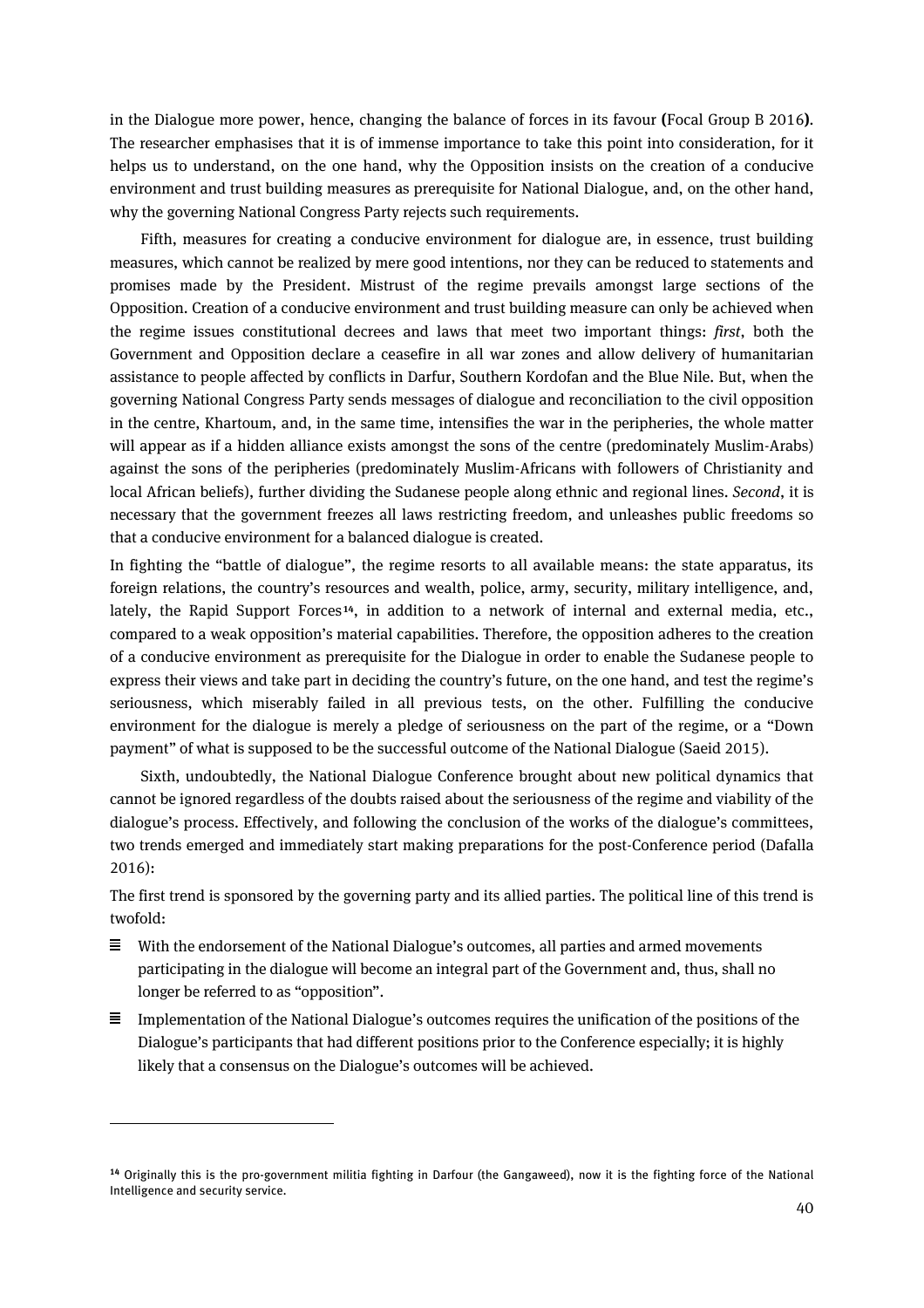in the Dialogue more power, hence, changing the balance of forces in its favour **(**Focal Group B 2016**)**. The researcher emphasises that it is of immense importance to take this point into consideration, for it helps us to understand, on the one hand, why the Opposition insists on the creation of a conducive environment and trust building measures as prerequisite for National Dialogue, and, on the other hand, why the governing National Congress Party rejects such requirements.

Fifth, measures for creating a conducive environment for dialogue are, in essence, trust building measures, which cannot be realized by mere good intentions, nor they can be reduced to statements and promises made by the President. Mistrust of the regime prevails amongst large sections of the Opposition. Creation of a conducive environment and trust building measure can only be achieved when the regime issues constitutional decrees and laws that meet two important things: *first*, both the Government and Opposition declare a ceasefire in all war zones and allow delivery of humanitarian assistance to people affected by conflicts in Darfur, Southern Kordofan and the Blue Nile. But, when the governing National Congress Party sends messages of dialogue and reconciliation to the civil opposition in the centre, Khartoum, and, in the same time, intensifies the war in the peripheries, the whole matter will appear as if a hidden alliance exists amongst the sons of the centre (predominately Muslim-Arabs) against the sons of the peripheries (predominately Muslim-Africans with followers of Christianity and local African beliefs), further dividing the Sudanese people along ethnic and regional lines. *Second*, it is necessary that the government freezes all laws restricting freedom, and unleashes public freedoms so that a conducive environment for a balanced dialogue is created.

In fighting the "battle of dialogue", the regime resorts to all available means: the state apparatus, its foreign relations, the country's resources and wealth, police, army, security, military intelligence, and, lately, the Rapid Support Forces[14], in addition to a network of internal and external media, etc., compared to a weak opposition's material capabilities. Therefore, the opposition adheres to the creation of a conducive environment as prerequisite for the Dialogue in order to enable the Sudanese people to express their views and take part in deciding the country's future, on the one hand, and test the regime's seriousness, which miserably failed in all previous tests, on the other. Fulfilling the conducive environment for the dialogue is merely a pledge of seriousness on the part of the regime, or a "Down payment" of what is supposed to be the successful outcome of the National Dialogue (Saeid 2015).

Sixth, undoubtedly, the National Dialogue Conference brought about new political dynamics that cannot be ignored regardless of the doubts raised about the seriousness of the regime and viability of the dialogue's process. Effectively, and following the conclusion of the works of the dialogue's committees, two trends emerged and immediately start making preparations for the post-Conference period (Dafalla 2016):

The first trend is sponsored by the governing party and its allied parties. The political line of this trend is twofold:

- With the endorsement of the National Dialogue's outcomes, all parties and armed movements participating in the dialogue will become an integral part of the Government and, thus, shall no longer be referred to as "opposition".
- Implementation of the National Dialogue's outcomes requires the unification of the positions of the Dialogue's participants that had different positions prior to the Conference especially; it is highly likely that a consensus on the Dialogue's outcomes will be achieved.

---

[14] Originally this is the pro-government militia fighting in Darfour (the Gangaweed), now it is the fighting force of the National Intelligence and security service.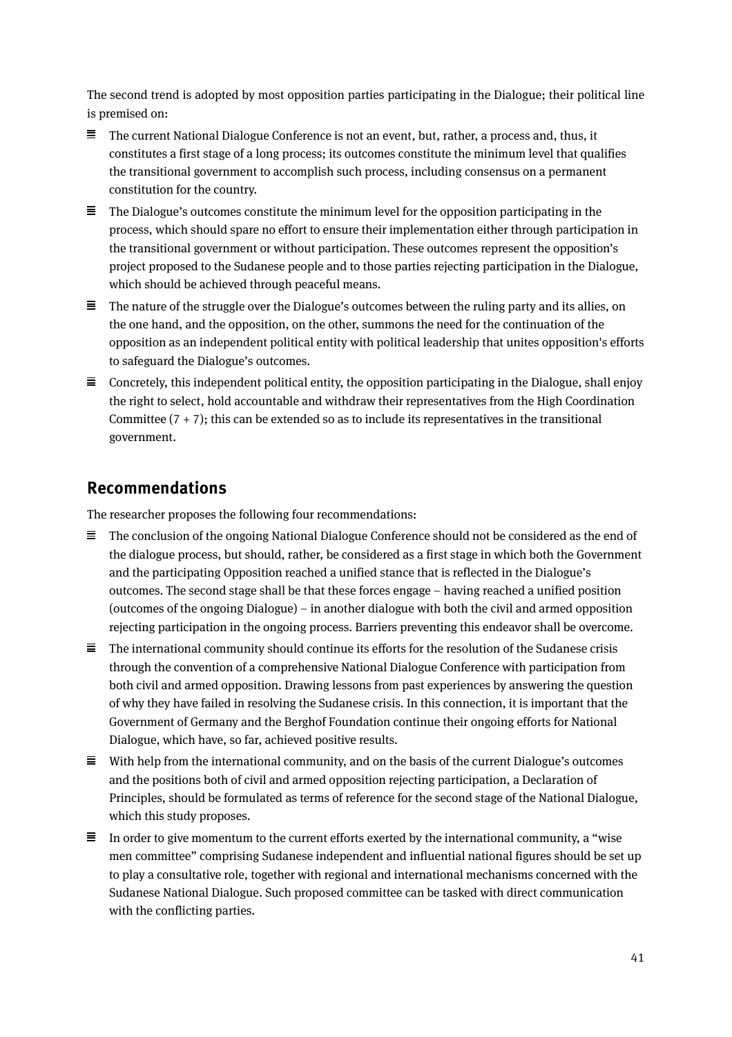The second trend is adopted by most opposition parties participating in the Dialogue; their political line is premised on:

- The current National Dialogue Conference is not an event, but, rather, a process and, thus, it constitutes a first stage of a long process; its outcomes constitute the minimum level that qualifies the transitional government to accomplish such process, including consensus on a permanent constitution for the country.
- The Dialogue's outcomes constitute the minimum level for the opposition participating in the process, which should spare no effort to ensure their implementation either through participation in the transitional government or without participation. These outcomes represent the opposition's project proposed to the Sudanese people and to those parties rejecting participation in the Dialogue, which should be achieved through peaceful means.
- The nature of the struggle over the Dialogue's outcomes between the ruling party and its allies, on the one hand, and the opposition, on the other, summons the need for the continuation of the opposition as an independent political entity with political leadership that unites opposition's efforts to safeguard the Dialogue's outcomes.
- Concretely, this independent political entity, the opposition participating in the Dialogue, shall enjoy the right to select, hold accountable and withdraw their representatives from the High Coordination Committee (7 + 7); this can be extended so as to include its representatives in the transitional government.

## Recommendations

The researcher proposes the following four recommendations:

- The conclusion of the ongoing National Dialogue Conference should not be considered as the end of the dialogue process, but should, rather, be considered as a first stage in which both the Government and the participating Opposition reached a unified stance that is reflected in the Dialogue's outcomes. The second stage shall be that these forces engage – having reached a unified position (outcomes of the ongoing Dialogue) – in another dialogue with both the civil and armed opposition rejecting participation in the ongoing process. Barriers preventing this endeavor shall be overcome.
- The international community should continue its efforts for the resolution of the Sudanese crisis through the convention of a comprehensive National Dialogue Conference with participation from both civil and armed opposition. Drawing lessons from past experiences by answering the question of why they have failed in resolving the Sudanese crisis. In this connection, it is important that the Government of Germany and the Berghof Foundation continue their ongoing efforts for National Dialogue, which have, so far, achieved positive results.
- With help from the international community, and on the basis of the current Dialogue's outcomes and the positions both of civil and armed opposition rejecting participation, a Declaration of Principles, should be formulated as terms of reference for the second stage of the National Dialogue, which this study proposes.
- In order to give momentum to the current efforts exerted by the international community, a "wise men committee" comprising Sudanese independent and influential national figures should be set up to play a consultative role, together with regional and international mechanisms concerned with the Sudanese National Dialogue. Such proposed committee can be tasked with direct communication with the conflicting parties.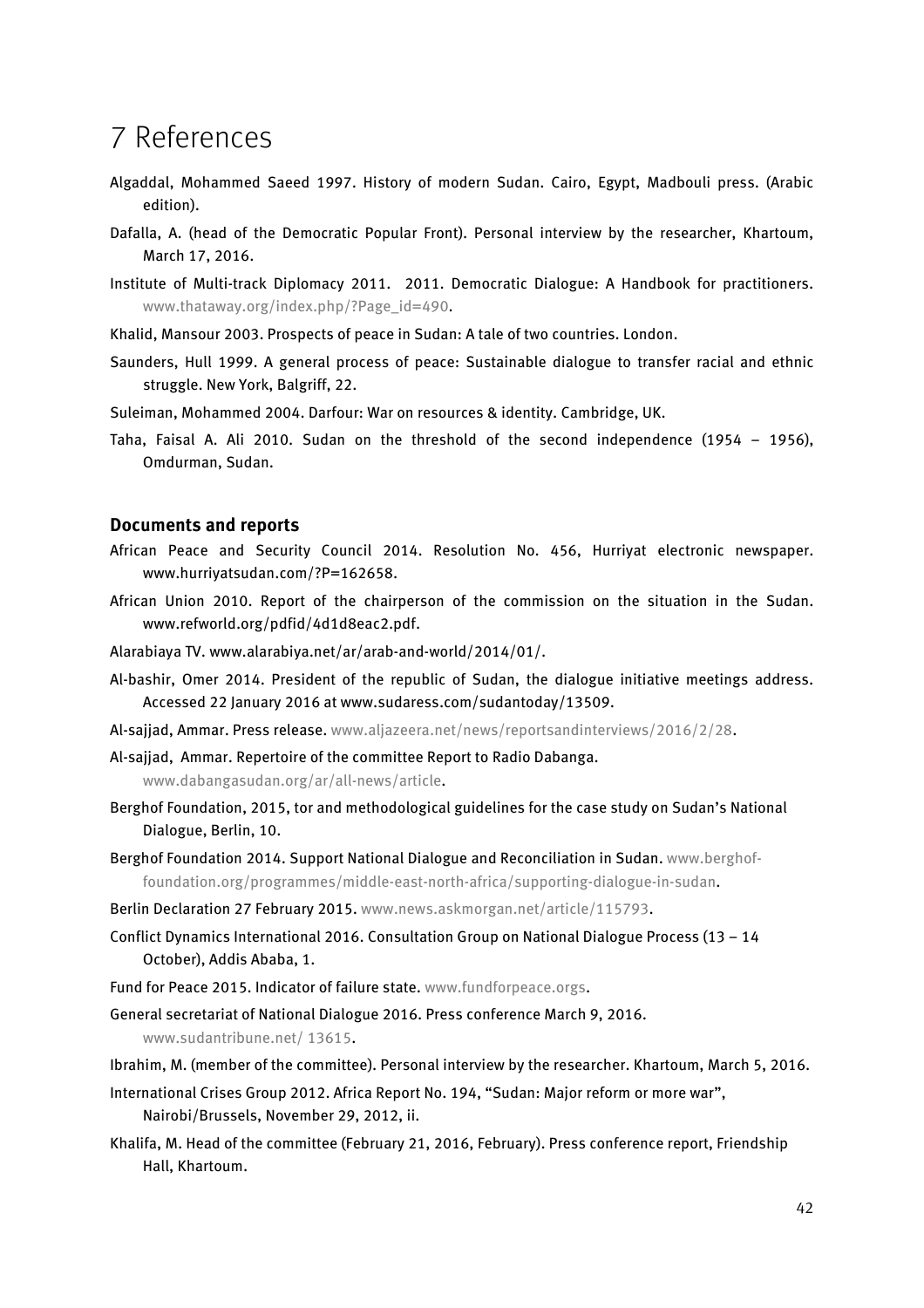# 7 References

Algaddal, Mohammed Saeed 1997. History of modern Sudan. Cairo, Egypt, Madbouli press. (Arabic edition).

Dafalla, A. (head of the Democratic Popular Front). Personal interview by the researcher, Khartoum, March 17, 2016.

Institute of Multi-track Diplomacy 2011. 2011. Democratic Dialogue: A Handbook for practitioners. www.thataway.org/index.php/?Page_id=490.

Khalid, Mansour 2003. Prospects of peace in Sudan: A tale of two countries. London.

Saunders, Hull 1999. A general process of peace: Sustainable dialogue to transfer racial and ethnic struggle. New York, Balgriff, 22.

Suleiman, Mohammed 2004. Darfour: War on resources & identity. Cambridge, UK.

Taha, Faisal A. Ali 2010. Sudan on the threshold of the second independence (1954 – 1956), Omdurman, Sudan.

### Documents and reports

African Peace and Security Council 2014. Resolution No. 456, Hurriyat electronic newspaper. www.hurriyatsudan.com/?P=162658.

African Union 2010. Report of the chairperson of the commission on the situation in the Sudan. www.refworld.org/pdfid/4d1d8eac2.pdf.

Alarabiaya TV. www.alarabiya.net/ar/arab-and-world/2014/01/.

Al-bashir, Omer 2014. President of the republic of Sudan, the dialogue initiative meetings address. Accessed 22 January 2016 at www.sudaress.com/sudantoday/13509.

Al-sajjad, Ammar. Press release. www.aljazeera.net/news/reportsandinterviews/2016/2/28.

Al-sajjad, Ammar. Repertoire of the committee Report to Radio Dabanga. www.dabangasudan.org/ar/all-news/article.

Berghof Foundation, 2015, tor and methodological guidelines for the case study on Sudan's National Dialogue, Berlin, 10.

Berghof Foundation 2014. Support National Dialogue and Reconciliation in Sudan. www.berghof-foundation.org/programmes/middle-east-north-africa/supporting-dialogue-in-sudan.

Berlin Declaration 27 February 2015. www.news.askmorgan.net/article/115793.

Conflict Dynamics International 2016. Consultation Group on National Dialogue Process (13 – 14 October), Addis Ababa, 1.

Fund for Peace 2015. Indicator of failure state. www.fundforpeace.orgs.

General secretariat of National Dialogue 2016. Press conference March 9, 2016. www.sudantribune.net/ 13615.

Ibrahim, M. (member of the committee). Personal interview by the researcher. Khartoum, March 5, 2016.

International Crises Group 2012. Africa Report No. 194, "Sudan: Major reform or more war", Nairobi/Brussels, November 29, 2012, ii.

Khalifa, M. Head of the committee (February 21, 2016, February). Press conference report, Friendship Hall, Khartoum.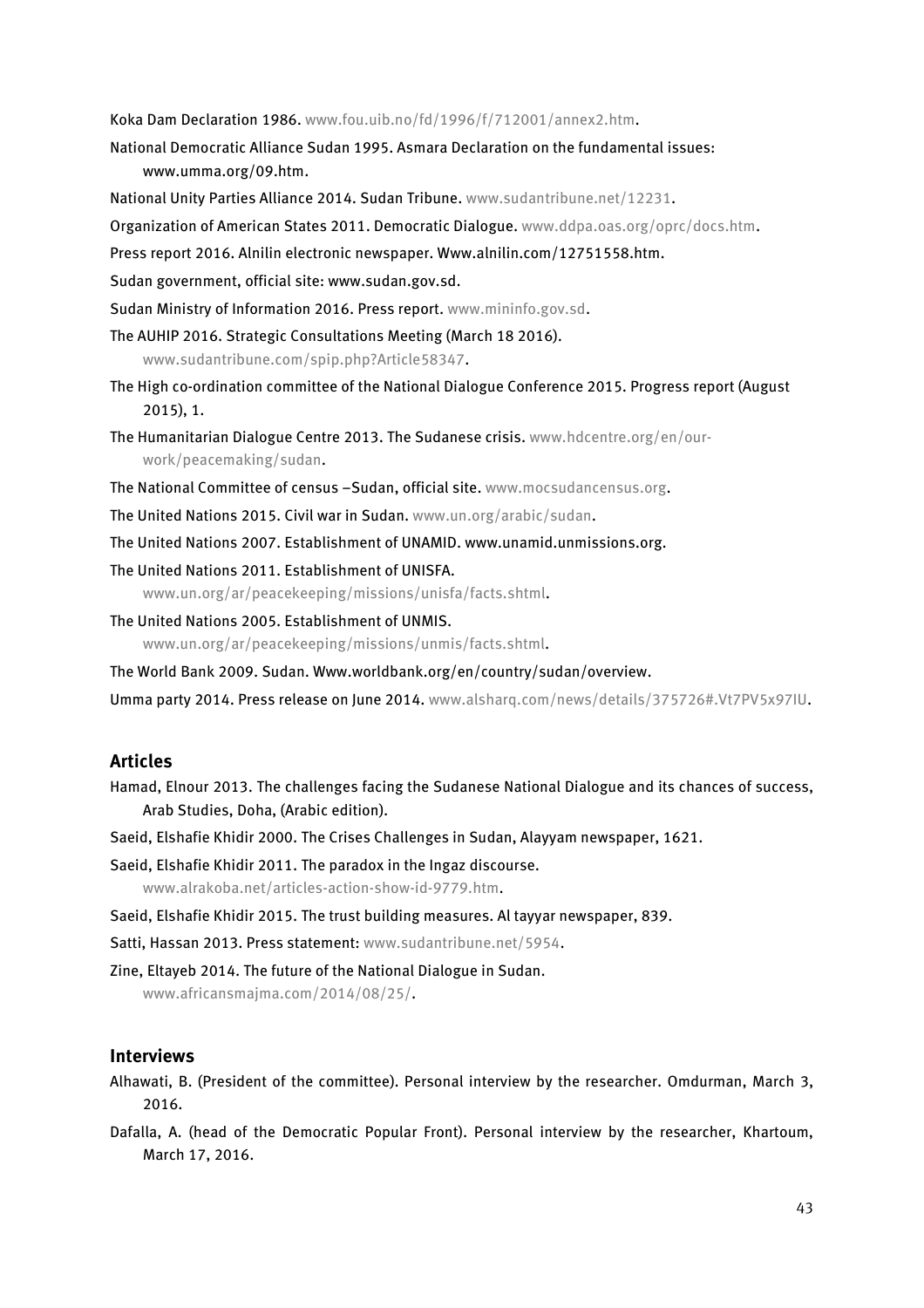Koka Dam Declaration 1986. www.fou.uib.no/fd/1996/f/712001/annex2.htm.

National Democratic Alliance Sudan 1995. Asmara Declaration on the fundamental issues: www.umma.org/09.htm.

National Unity Parties Alliance 2014. Sudan Tribune. www.sudantribune.net/12231.

Organization of American States 2011. Democratic Dialogue. www.ddpa.oas.org/oprc/docs.htm.

Press report 2016. Alnilin electronic newspaper. Www.alnilin.com/12751558.htm.

Sudan government, official site: www.sudan.gov.sd.

Sudan Ministry of Information 2016. Press report. www.mininfo.gov.sd.

The AUHIP 2016. Strategic Consultations Meeting (March 18 2016). www.sudantribune.com/spip.php?Article58347.

The High co-ordination committee of the National Dialogue Conference 2015. Progress report (August 2015), 1.

The Humanitarian Dialogue Centre 2013. The Sudanese crisis. www.hdcentre.org/en/our-work/peacemaking/sudan.

The National Committee of census –Sudan, official site. www.mocsudancensus.org.

The United Nations 2015. Civil war in Sudan. www.un.org/arabic/sudan.

The United Nations 2007. Establishment of UNAMID. www.unamid.unmissions.org.

The United Nations 2011. Establishment of UNISFA. www.un.org/ar/peacekeeping/missions/unisfa/facts.shtml.

The United Nations 2005. Establishment of UNMIS. www.un.org/ar/peacekeeping/missions/unmis/facts.shtml.

The World Bank 2009. Sudan. Www.worldbank.org/en/country/sudan/overview.

Umma party 2014. Press release on June 2014. www.alsharq.com/news/details/375726#.Vt7PV5x97IU.

## Articles

Hamad, Elnour 2013. The challenges facing the Sudanese National Dialogue and its chances of success, Arab Studies, Doha, (Arabic edition).

Saeid, Elshafie Khidir 2000. The Crises Challenges in Sudan, Alayyam newspaper, 1621.

Saeid, Elshafie Khidir 2011. The paradox in the Ingaz discourse. www.alrakoba.net/articles-action-show-id-9779.htm.

Saeid, Elshafie Khidir 2015. The trust building measures. Al tayyar newspaper, 839.

Satti, Hassan 2013. Press statement: www.sudantribune.net/5954.

Zine, Eltayeb 2014. The future of the National Dialogue in Sudan. www.africansmajma.com/2014/08/25/.

## Interviews

Alhawati, B. (President of the committee). Personal interview by the researcher. Omdurman, March 3, 2016.

Dafalla, A. (head of the Democratic Popular Front). Personal interview by the researcher, Khartoum, March 17, 2016.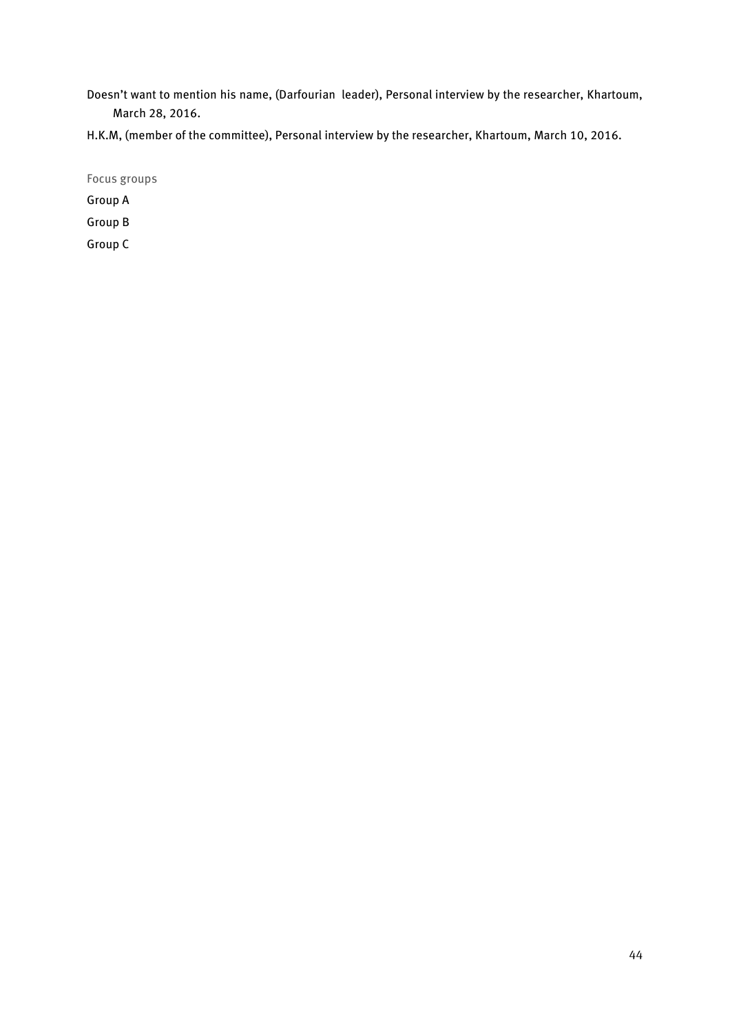Doesn't want to mention his name, (Darfourian  leader), Personal interview by the researcher, Khartoum, March 28, 2016.

H.K.M, (member of the committee), Personal interview by the researcher, Khartoum, March 10, 2016.

Focus groups

Group A

Group B

Group C